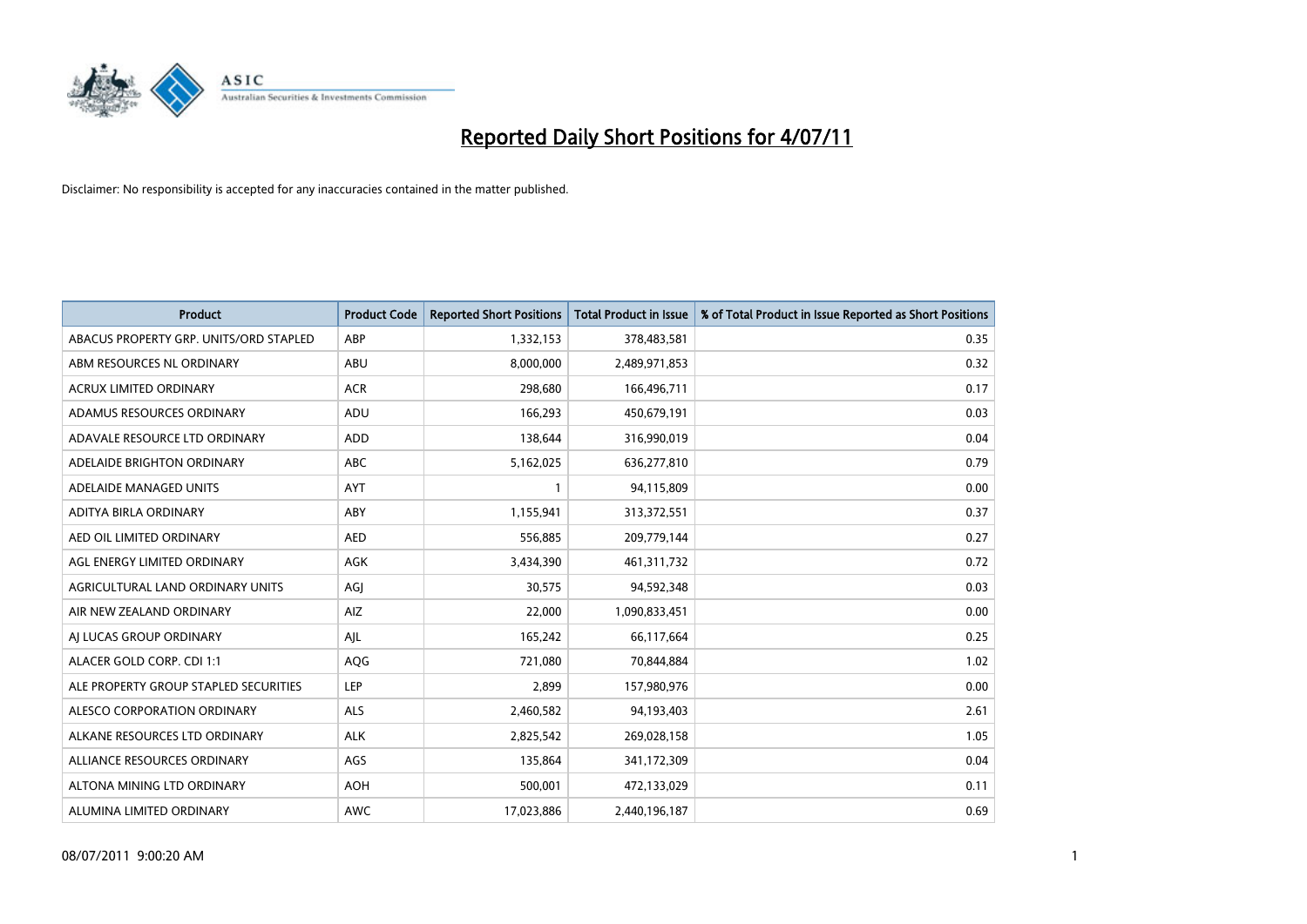# Reported Daily Short Positions for 4/07/11

Disclaimer: No responsibility is accepted for any inaccuracies contained in the matter published.

| Product | Product Code | Reported Short Positions | Total Product in Issue | % of Total Product in Issue Reported as Short Positions |
|---|---|---|---|---|
| ABACUS PROPERTY GRP. UNITS/ORD STAPLED | ABP | 1,332,153 | 378,483,581 | 0.35 |
| ABM RESOURCES NL ORDINARY | ABU | 8,000,000 | 2,489,971,853 | 0.32 |
| ACRUX LIMITED ORDINARY | ACR | 298,680 | 166,496,711 | 0.17 |
| ADAMUS RESOURCES ORDINARY | ADU | 166,293 | 450,679,191 | 0.03 |
| ADAVALE RESOURCE LTD ORDINARY | ADD | 138,644 | 316,990,019 | 0.04 |
| ADELAIDE BRIGHTON ORDINARY | ABC | 5,162,025 | 636,277,810 | 0.79 |
| ADELAIDE MANAGED UNITS | AYT | 1 | 94,115,809 | 0.00 |
| ADITYA BIRLA ORDINARY | ABY | 1,155,941 | 313,372,551 | 0.37 |
| AED OIL LIMITED ORDINARY | AED | 556,885 | 209,779,144 | 0.27 |
| AGL ENERGY LIMITED ORDINARY | AGK | 3,434,390 | 461,311,732 | 0.72 |
| AGRICULTURAL LAND ORDINARY UNITS | AGJ | 30,575 | 94,592,348 | 0.03 |
| AIR NEW ZEALAND ORDINARY | AIZ | 22,000 | 1,090,833,451 | 0.00 |
| AJ LUCAS GROUP ORDINARY | AJL | 165,242 | 66,117,664 | 0.25 |
| ALACER GOLD CORP. CDI 1:1 | AQG | 721,080 | 70,844,884 | 1.02 |
| ALE PROPERTY GROUP STAPLED SECURITIES | LEP | 2,899 | 157,980,976 | 0.00 |
| ALESCO CORPORATION ORDINARY | ALS | 2,460,582 | 94,193,403 | 2.61 |
| ALKANE RESOURCES LTD ORDINARY | ALK | 2,825,542 | 269,028,158 | 1.05 |
| ALLIANCE RESOURCES ORDINARY | AGS | 135,864 | 341,172,309 | 0.04 |
| ALTONA MINING LTD ORDINARY | AOH | 500,001 | 472,133,029 | 0.11 |
| ALUMINA LIMITED ORDINARY | AWC | 17,023,886 | 2,440,196,187 | 0.69 |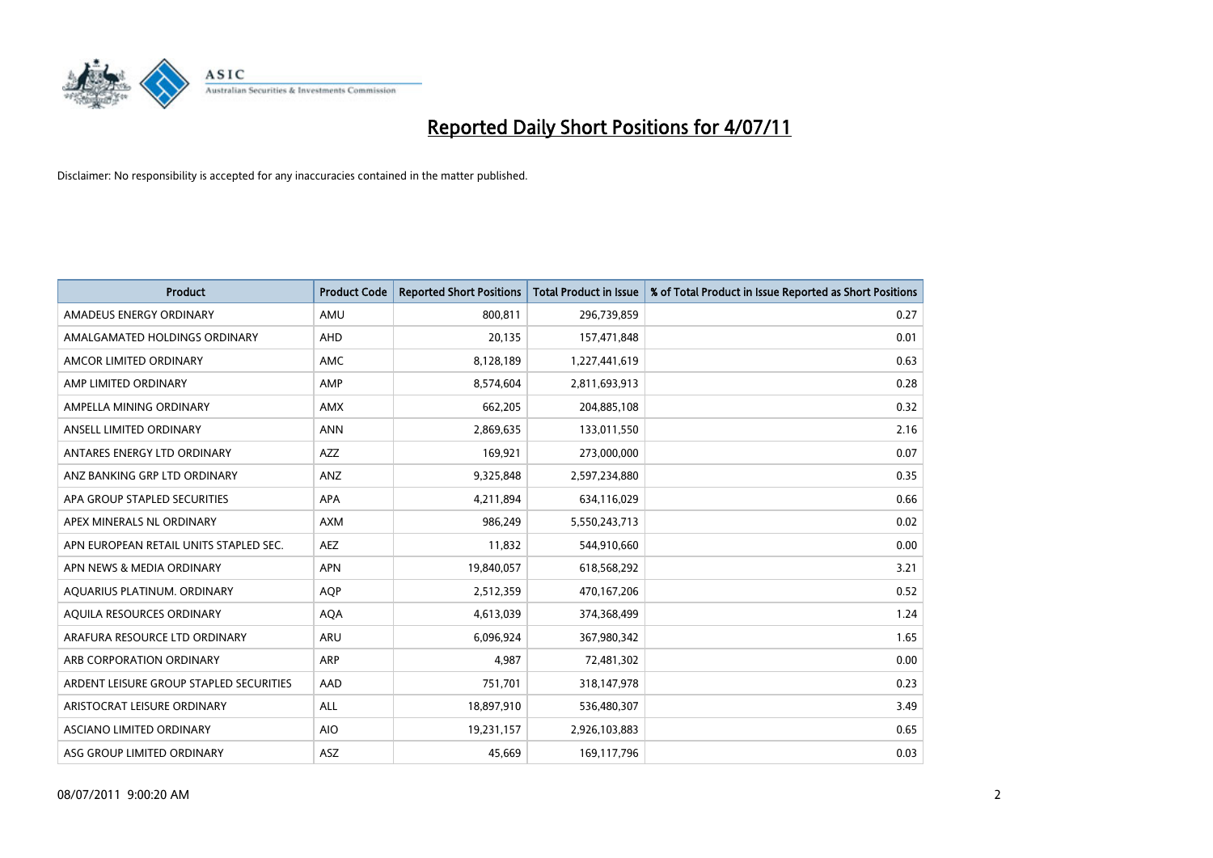# Reported Daily Short Positions for 4/07/11

Disclaimer: No responsibility is accepted for any inaccuracies contained in the matter published.

| Product | Product Code | Reported Short Positions | Total Product in Issue | % of Total Product in Issue Reported as Short Positions |
|---|---|---|---|---|
| AMADEUS ENERGY ORDINARY | AMU | 800,811 | 296,739,859 | 0.27 |
| AMALGAMATED HOLDINGS ORDINARY | AHD | 20,135 | 157,471,848 | 0.01 |
| AMCOR LIMITED ORDINARY | AMC | 8,128,189 | 1,227,441,619 | 0.63 |
| AMP LIMITED ORDINARY | AMP | 8,574,604 | 2,811,693,913 | 0.28 |
| AMPELLA MINING ORDINARY | AMX | 662,205 | 204,885,108 | 0.32 |
| ANSELL LIMITED ORDINARY | ANN | 2,869,635 | 133,011,550 | 2.16 |
| ANTARES ENERGY LTD ORDINARY | AZZ | 169,921 | 273,000,000 | 0.07 |
| ANZ BANKING GRP LTD ORDINARY | ANZ | 9,325,848 | 2,597,234,880 | 0.35 |
| APA GROUP STAPLED SECURITIES | APA | 4,211,894 | 634,116,029 | 0.66 |
| APEX MINERALS NL ORDINARY | AXM | 986,249 | 5,550,243,713 | 0.02 |
| APN EUROPEAN RETAIL UNITS STAPLED SEC. | AEZ | 11,832 | 544,910,660 | 0.00 |
| APN NEWS & MEDIA ORDINARY | APN | 19,840,057 | 618,568,292 | 3.21 |
| AQUARIUS PLATINUM. ORDINARY | AQP | 2,512,359 | 470,167,206 | 0.52 |
| AQUILA RESOURCES ORDINARY | AQA | 4,613,039 | 374,368,499 | 1.24 |
| ARAFURA RESOURCE LTD ORDINARY | ARU | 6,096,924 | 367,980,342 | 1.65 |
| ARB CORPORATION ORDINARY | ARP | 4,987 | 72,481,302 | 0.00 |
| ARDENT LEISURE GROUP STAPLED SECURITIES | AAD | 751,701 | 318,147,978 | 0.23 |
| ARISTOCRAT LEISURE ORDINARY | ALL | 18,897,910 | 536,480,307 | 3.49 |
| ASCIANO LIMITED ORDINARY | AIO | 19,231,157 | 2,926,103,883 | 0.65 |
| ASG GROUP LIMITED ORDINARY | ASZ | 45,669 | 169,117,796 | 0.03 |

08/07/2011 9:00:20 AM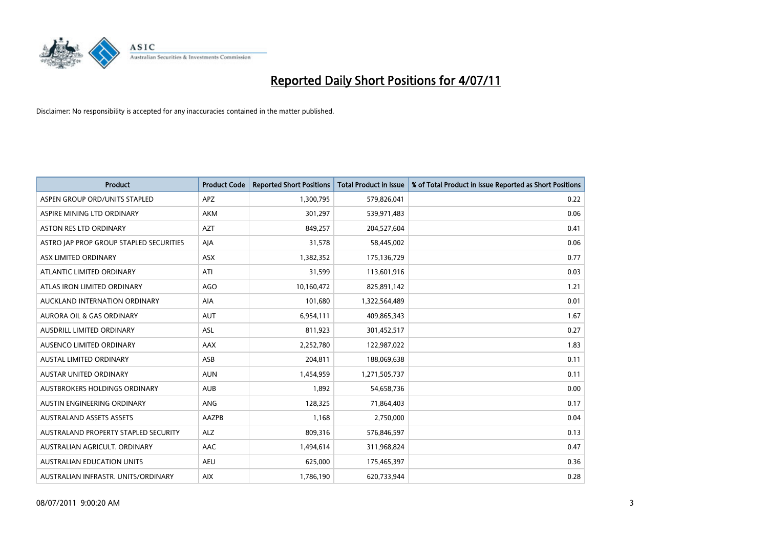# Reported Daily Short Positions for 4/07/11

Disclaimer: No responsibility is accepted for any inaccuracies contained in the matter published.

| Product | Product Code | Reported Short Positions | Total Product in Issue | % of Total Product in Issue Reported as Short Positions |
|---|---|---|---|---|
| ASPEN GROUP ORD/UNITS STAPLED | APZ | 1,300,795 | 579,826,041 | 0.22 |
| ASPIRE MINING LTD ORDINARY | AKM | 301,297 | 539,971,483 | 0.06 |
| ASTON RES LTD ORDINARY | AZT | 849,257 | 204,527,604 | 0.41 |
| ASTRO JAP PROP GROUP STAPLED SECURITIES | AJA | 31,578 | 58,445,002 | 0.06 |
| ASX LIMITED ORDINARY | ASX | 1,382,352 | 175,136,729 | 0.77 |
| ATLANTIC LIMITED ORDINARY | ATI | 31,599 | 113,601,916 | 0.03 |
| ATLAS IRON LIMITED ORDINARY | AGO | 10,160,472 | 825,891,142 | 1.21 |
| AUCKLAND INTERNATION ORDINARY | AIA | 101,680 | 1,322,564,489 | 0.01 |
| AURORA OIL & GAS ORDINARY | AUT | 6,954,111 | 409,865,343 | 1.67 |
| AUSDRILL LIMITED ORDINARY | ASL | 811,923 | 301,452,517 | 0.27 |
| AUSENCO LIMITED ORDINARY | AAX | 2,252,780 | 122,987,022 | 1.83 |
| AUSTAL LIMITED ORDINARY | ASB | 204,811 | 188,069,638 | 0.11 |
| AUSTAR UNITED ORDINARY | AUN | 1,454,959 | 1,271,505,737 | 0.11 |
| AUSTBROKERS HOLDINGS ORDINARY | AUB | 1,892 | 54,658,736 | 0.00 |
| AUSTIN ENGINEERING ORDINARY | ANG | 128,325 | 71,864,403 | 0.17 |
| AUSTRALAND ASSETS ASSETS | AAZPB | 1,168 | 2,750,000 | 0.04 |
| AUSTRALAND PROPERTY STAPLED SECURITY | ALZ | 809,316 | 576,846,597 | 0.13 |
| AUSTRALIAN AGRICULT. ORDINARY | AAC | 1,494,614 | 311,968,824 | 0.47 |
| AUSTRALIAN EDUCATION UNITS | AEU | 625,000 | 175,465,397 | 0.36 |
| AUSTRALIAN INFRASTR. UNITS/ORDINARY | AIX | 1,786,190 | 620,733,944 | 0.28 |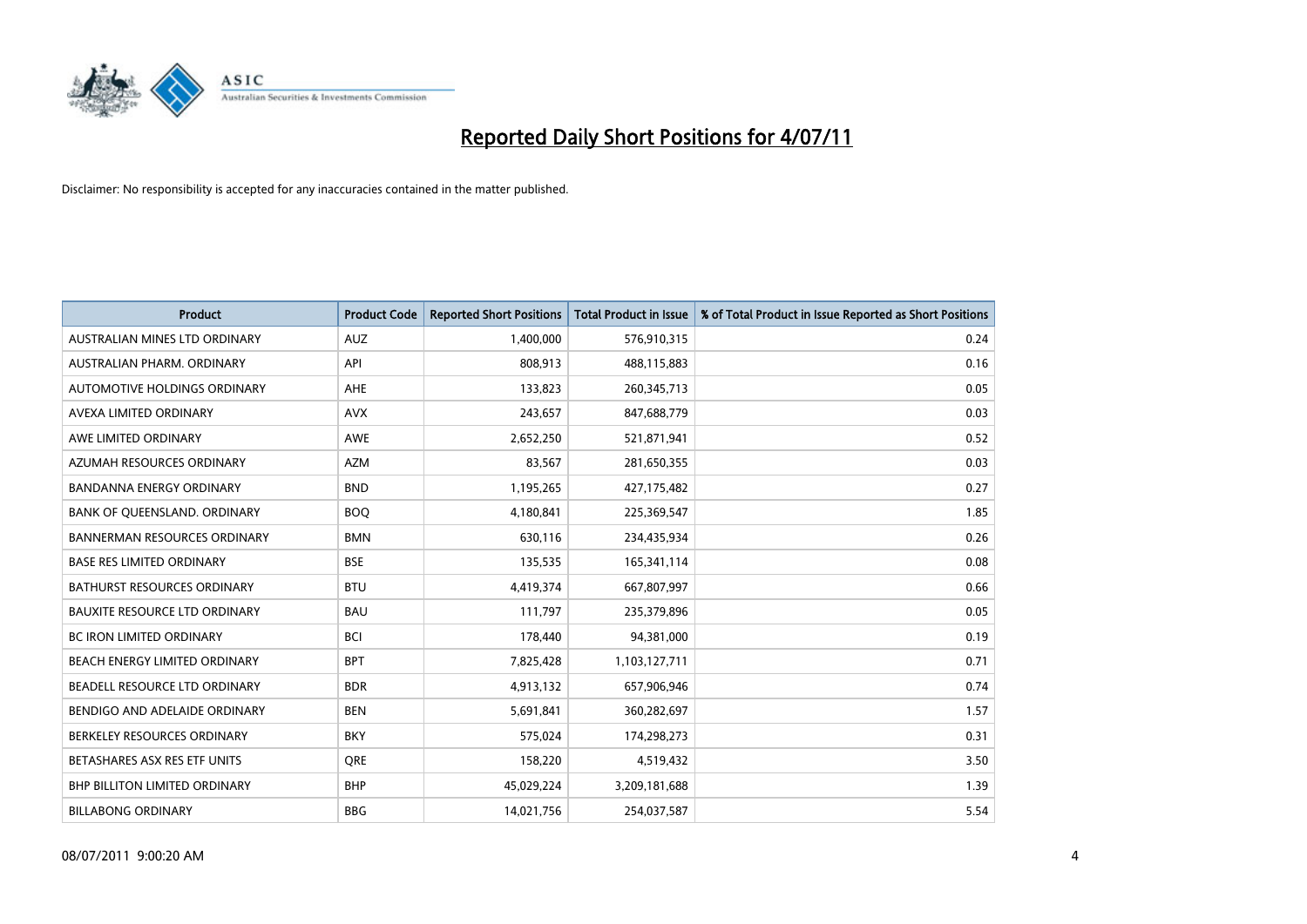# Reported Daily Short Positions for 4/07/11

Disclaimer: No responsibility is accepted for any inaccuracies contained in the matter published.

| Product | Product Code | Reported Short Positions | Total Product in Issue | % of Total Product in Issue Reported as Short Positions |
|---|---|---|---|---|
| AUSTRALIAN MINES LTD ORDINARY | AUZ | 1,400,000 | 576,910,315 | 0.24 |
| AUSTRALIAN PHARM. ORDINARY | API | 808,913 | 488,115,883 | 0.16 |
| AUTOMOTIVE HOLDINGS ORDINARY | AHE | 133,823 | 260,345,713 | 0.05 |
| AVEXA LIMITED ORDINARY | AVX | 243,657 | 847,688,779 | 0.03 |
| AWE LIMITED ORDINARY | AWE | 2,652,250 | 521,871,941 | 0.52 |
| AZUMAH RESOURCES ORDINARY | AZM | 83,567 | 281,650,355 | 0.03 |
| BANDANNA ENERGY ORDINARY | BND | 1,195,265 | 427,175,482 | 0.27 |
| BANK OF QUEENSLAND. ORDINARY | BOQ | 4,180,841 | 225,369,547 | 1.85 |
| BANNERMAN RESOURCES ORDINARY | BMN | 630,116 | 234,435,934 | 0.26 |
| BASE RES LIMITED ORDINARY | BSE | 135,535 | 165,341,114 | 0.08 |
| BATHURST RESOURCES ORDINARY | BTU | 4,419,374 | 667,807,997 | 0.66 |
| BAUXITE RESOURCE LTD ORDINARY | BAU | 111,797 | 235,379,896 | 0.05 |
| BC IRON LIMITED ORDINARY | BCI | 178,440 | 94,381,000 | 0.19 |
| BEACH ENERGY LIMITED ORDINARY | BPT | 7,825,428 | 1,103,127,711 | 0.71 |
| BEADELL RESOURCE LTD ORDINARY | BDR | 4,913,132 | 657,906,946 | 0.74 |
| BENDIGO AND ADELAIDE ORDINARY | BEN | 5,691,841 | 360,282,697 | 1.57 |
| BERKELEY RESOURCES ORDINARY | BKY | 575,024 | 174,298,273 | 0.31 |
| BETASHARES ASX RES ETF UNITS | QRE | 158,220 | 4,519,432 | 3.50 |
| BHP BILLITON LIMITED ORDINARY | BHP | 45,029,224 | 3,209,181,688 | 1.39 |
| BILLABONG ORDINARY | BBG | 14,021,756 | 254,037,587 | 5.54 |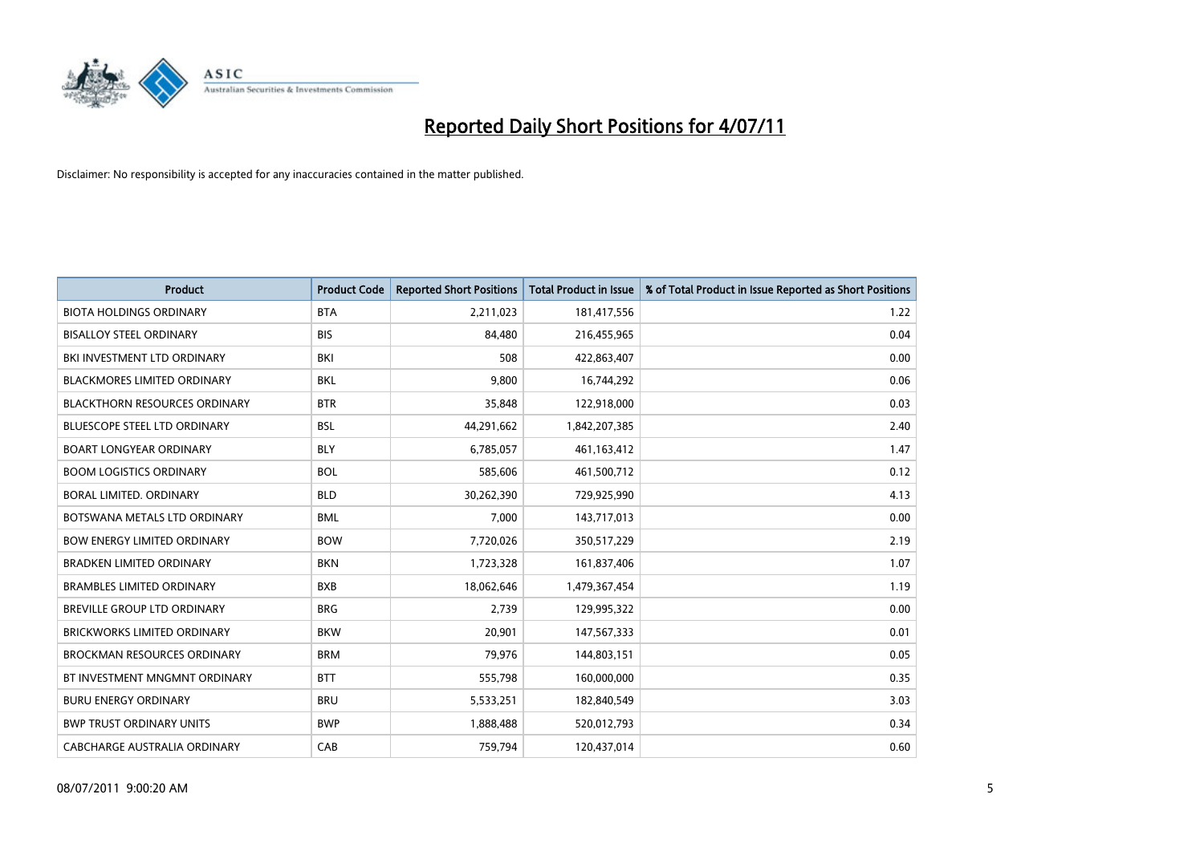# Reported Daily Short Positions for 4/07/11

Disclaimer: No responsibility is accepted for any inaccuracies contained in the matter published.

| Product | Product Code | Reported Short Positions | Total Product in Issue | % of Total Product in Issue Reported as Short Positions |
|---|---|---|---|---|
| BIOTA HOLDINGS ORDINARY | BTA | 2,211,023 | 181,417,556 | 1.22 |
| BISALLOY STEEL ORDINARY | BIS | 84,480 | 216,455,965 | 0.04 |
| BKI INVESTMENT LTD ORDINARY | BKI | 508 | 422,863,407 | 0.00 |
| BLACKMORES LIMITED ORDINARY | BKL | 9,800 | 16,744,292 | 0.06 |
| BLACKTHORN RESOURCES ORDINARY | BTR | 35,848 | 122,918,000 | 0.03 |
| BLUESCOPE STEEL LTD ORDINARY | BSL | 44,291,662 | 1,842,207,385 | 2.40 |
| BOART LONGYEAR ORDINARY | BLY | 6,785,057 | 461,163,412 | 1.47 |
| BOOM LOGISTICS ORDINARY | BOL | 585,606 | 461,500,712 | 0.12 |
| BORAL LIMITED. ORDINARY | BLD | 30,262,390 | 729,925,990 | 4.13 |
| BOTSWANA METALS LTD ORDINARY | BML | 7,000 | 143,717,013 | 0.00 |
| BOW ENERGY LIMITED ORDINARY | BOW | 7,720,026 | 350,517,229 | 2.19 |
| BRADKEN LIMITED ORDINARY | BKN | 1,723,328 | 161,837,406 | 1.07 |
| BRAMBLES LIMITED ORDINARY | BXB | 18,062,646 | 1,479,367,454 | 1.19 |
| BREVILLE GROUP LTD ORDINARY | BRG | 2,739 | 129,995,322 | 0.00 |
| BRICKWORKS LIMITED ORDINARY | BKW | 20,901 | 147,567,333 | 0.01 |
| BROCKMAN RESOURCES ORDINARY | BRM | 79,976 | 144,803,151 | 0.05 |
| BT INVESTMENT MNGMNT ORDINARY | BTT | 555,798 | 160,000,000 | 0.35 |
| BURU ENERGY ORDINARY | BRU | 5,533,251 | 182,840,549 | 3.03 |
| BWP TRUST ORDINARY UNITS | BWP | 1,888,488 | 520,012,793 | 0.34 |
| CABCHARGE AUSTRALIA ORDINARY | CAB | 759,794 | 120,437,014 | 0.60 |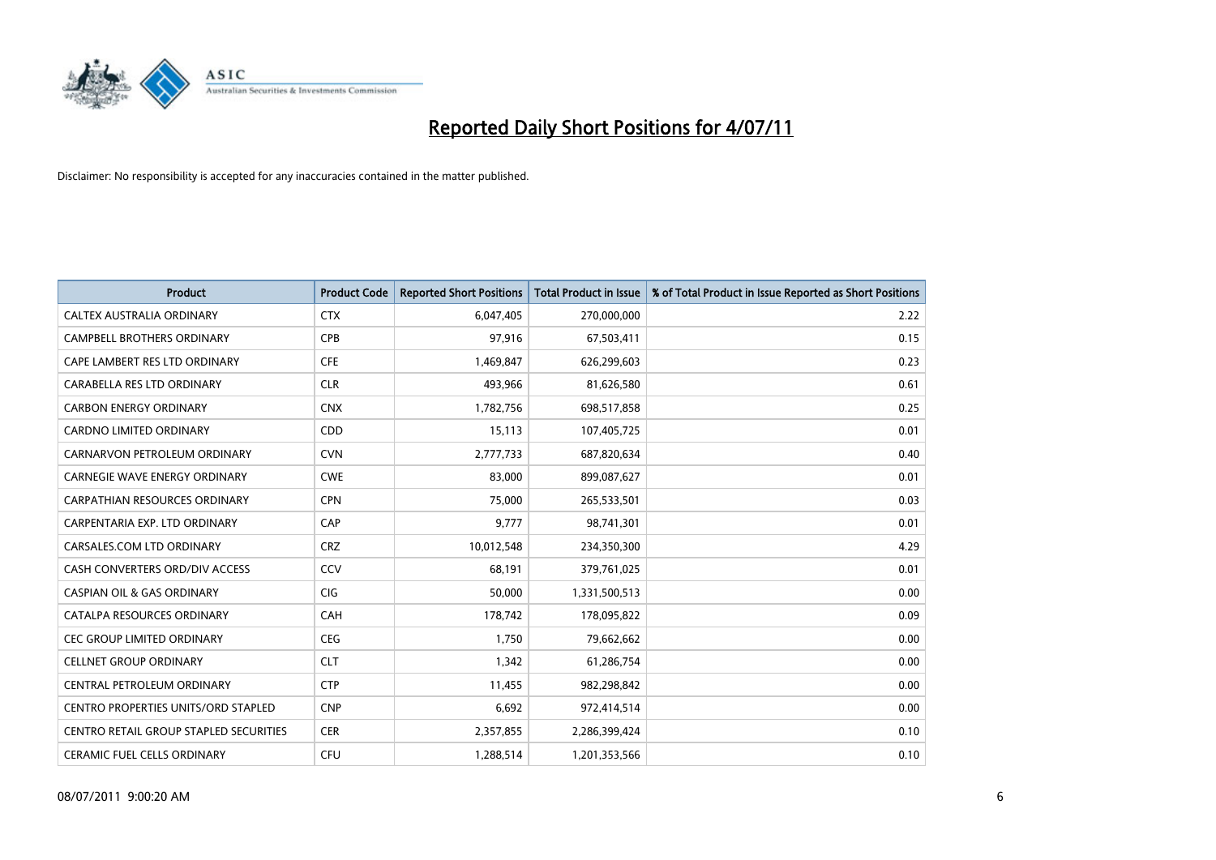# Reported Daily Short Positions for 4/07/11

Disclaimer: No responsibility is accepted for any inaccuracies contained in the matter published.

| Product | Product Code | Reported Short Positions | Total Product in Issue | % of Total Product in Issue Reported as Short Positions |
|---|---|---|---|---|
| CALTEX AUSTRALIA ORDINARY | CTX | 6,047,405 | 270,000,000 | 2.22 |
| CAMPBELL BROTHERS ORDINARY | CPB | 97,916 | 67,503,411 | 0.15 |
| CAPE LAMBERT RES LTD ORDINARY | CFE | 1,469,847 | 626,299,603 | 0.23 |
| CARABELLA RES LTD ORDINARY | CLR | 493,966 | 81,626,580 | 0.61 |
| CARBON ENERGY ORDINARY | CNX | 1,782,756 | 698,517,858 | 0.25 |
| CARDNO LIMITED ORDINARY | CDD | 15,113 | 107,405,725 | 0.01 |
| CARNARVON PETROLEUM ORDINARY | CVN | 2,777,733 | 687,820,634 | 0.40 |
| CARNEGIE WAVE ENERGY ORDINARY | CWE | 83,000 | 899,087,627 | 0.01 |
| CARPATHIAN RESOURCES ORDINARY | CPN | 75,000 | 265,533,501 | 0.03 |
| CARPENTARIA EXP. LTD ORDINARY | CAP | 9,777 | 98,741,301 | 0.01 |
| CARSALES.COM LTD ORDINARY | CRZ | 10,012,548 | 234,350,300 | 4.29 |
| CASH CONVERTERS ORD/DIV ACCESS | CCV | 68,191 | 379,761,025 | 0.01 |
| CASPIAN OIL & GAS ORDINARY | CIG | 50,000 | 1,331,500,513 | 0.00 |
| CATALPA RESOURCES ORDINARY | CAH | 178,742 | 178,095,822 | 0.09 |
| CEC GROUP LIMITED ORDINARY | CEG | 1,750 | 79,662,662 | 0.00 |
| CELLNET GROUP ORDINARY | CLT | 1,342 | 61,286,754 | 0.00 |
| CENTRAL PETROLEUM ORDINARY | CTP | 11,455 | 982,298,842 | 0.00 |
| CENTRO PROPERTIES UNITS/ORD STAPLED | CNP | 6,692 | 972,414,514 | 0.00 |
| CENTRO RETAIL GROUP STAPLED SECURITIES | CER | 2,357,855 | 2,286,399,424 | 0.10 |
| CERAMIC FUEL CELLS ORDINARY | CFU | 1,288,514 | 1,201,353,566 | 0.10 |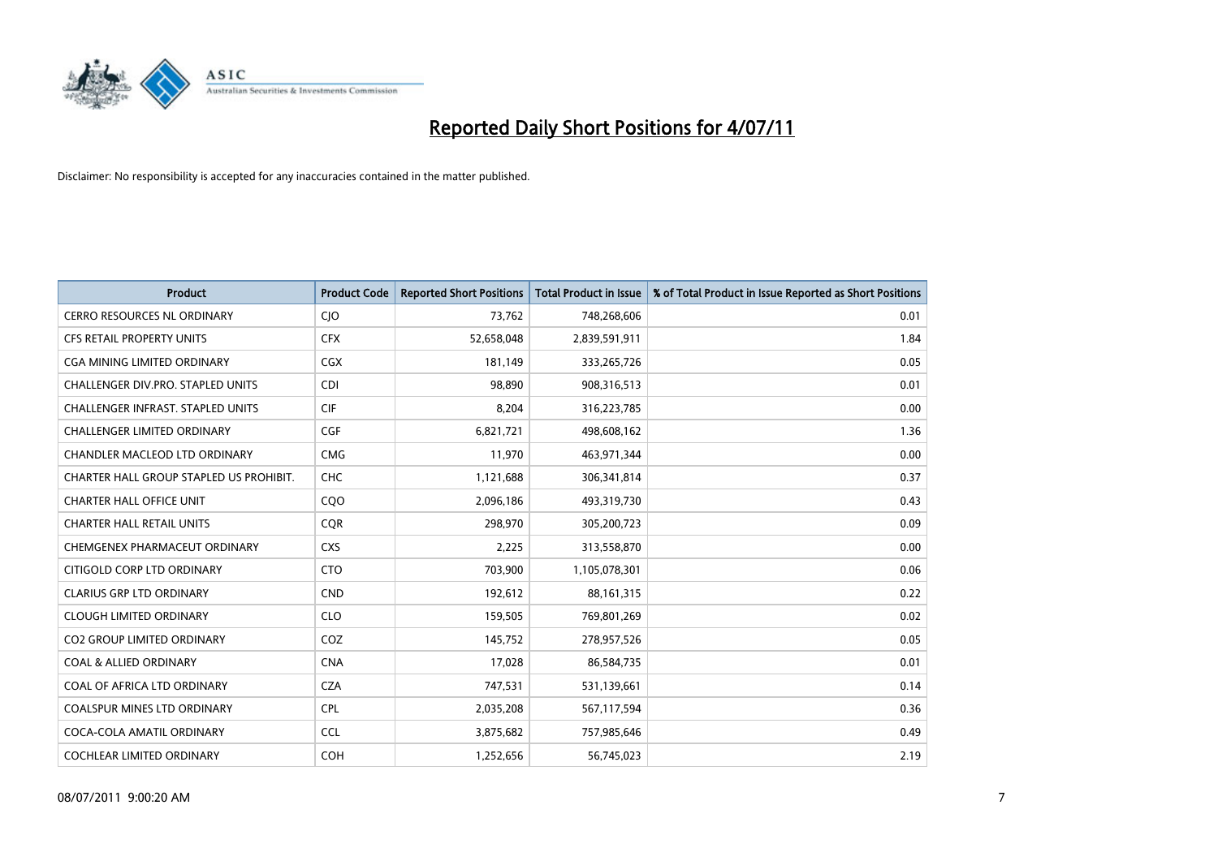# Reported Daily Short Positions for 4/07/11

Disclaimer: No responsibility is accepted for any inaccuracies contained in the matter published.

| Product | Product Code | Reported Short Positions | Total Product in Issue | % of Total Product in Issue Reported as Short Positions |
|---|---|---|---|---|
| CERRO RESOURCES NL ORDINARY | CJO | 73,762 | 748,268,606 | 0.01 |
| CFS RETAIL PROPERTY UNITS | CFX | 52,658,048 | 2,839,591,911 | 1.84 |
| CGA MINING LIMITED ORDINARY | CGX | 181,149 | 333,265,726 | 0.05 |
| CHALLENGER DIV.PRO. STAPLED UNITS | CDI | 98,890 | 908,316,513 | 0.01 |
| CHALLENGER INFRAST. STAPLED UNITS | CIF | 8,204 | 316,223,785 | 0.00 |
| CHALLENGER LIMITED ORDINARY | CGF | 6,821,721 | 498,608,162 | 1.36 |
| CHANDLER MACLEOD LTD ORDINARY | CMG | 11,970 | 463,971,344 | 0.00 |
| CHARTER HALL GROUP STAPLED US PROHIBIT. | CHC | 1,121,688 | 306,341,814 | 0.37 |
| CHARTER HALL OFFICE UNIT | CQO | 2,096,186 | 493,319,730 | 0.43 |
| CHARTER HALL RETAIL UNITS | CQR | 298,970 | 305,200,723 | 0.09 |
| CHEMGENEX PHARMACEUT ORDINARY | CXS | 2,225 | 313,558,870 | 0.00 |
| CITIGOLD CORP LTD ORDINARY | CTO | 703,900 | 1,105,078,301 | 0.06 |
| CLARIUS GRP LTD ORDINARY | CND | 192,612 | 88,161,315 | 0.22 |
| CLOUGH LIMITED ORDINARY | CLO | 159,505 | 769,801,269 | 0.02 |
| CO2 GROUP LIMITED ORDINARY | COZ | 145,752 | 278,957,526 | 0.05 |
| COAL & ALLIED ORDINARY | CNA | 17,028 | 86,584,735 | 0.01 |
| COAL OF AFRICA LTD ORDINARY | CZA | 747,531 | 531,139,661 | 0.14 |
| COALSPUR MINES LTD ORDINARY | CPL | 2,035,208 | 567,117,594 | 0.36 |
| COCA-COLA AMATIL ORDINARY | CCL | 3,875,682 | 757,985,646 | 0.49 |
| COCHLEAR LIMITED ORDINARY | COH | 1,252,656 | 56,745,023 | 2.19 |

08/07/2011 9:00:20 AM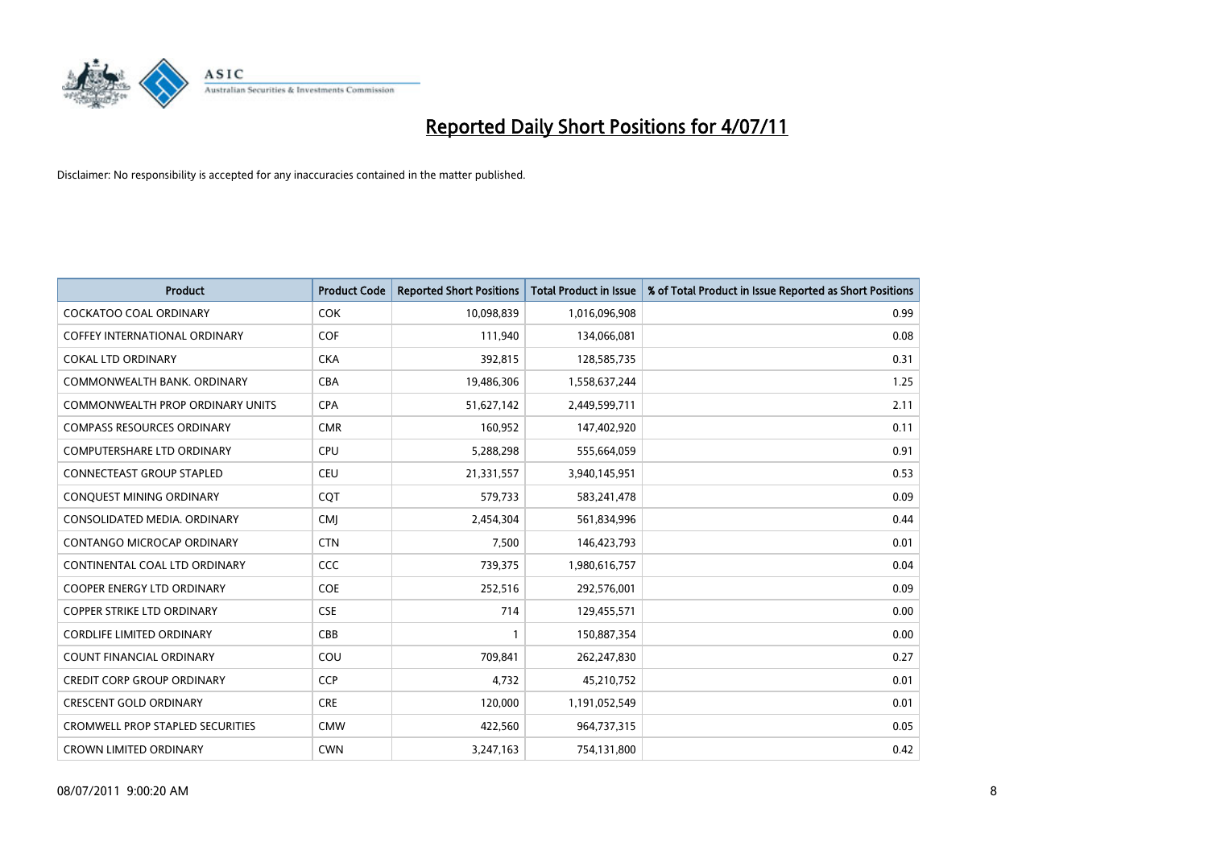# Reported Daily Short Positions for 4/07/11

Disclaimer: No responsibility is accepted for any inaccuracies contained in the matter published.

| Product | Product Code | Reported Short Positions | Total Product in Issue | % of Total Product in Issue Reported as Short Positions |
|---|---|---|---|---|
| COCKATOO COAL ORDINARY | COK | 10,098,839 | 1,016,096,908 | 0.99 |
| COFFEY INTERNATIONAL ORDINARY | COF | 111,940 | 134,066,081 | 0.08 |
| COKAL LTD ORDINARY | CKA | 392,815 | 128,585,735 | 0.31 |
| COMMONWEALTH BANK. ORDINARY | CBA | 19,486,306 | 1,558,637,244 | 1.25 |
| COMMONWEALTH PROP ORDINARY UNITS | CPA | 51,627,142 | 2,449,599,711 | 2.11 |
| COMPASS RESOURCES ORDINARY | CMR | 160,952 | 147,402,920 | 0.11 |
| COMPUTERSHARE LTD ORDINARY | CPU | 5,288,298 | 555,664,059 | 0.91 |
| CONNECTEAST GROUP STAPLED | CEU | 21,331,557 | 3,940,145,951 | 0.53 |
| CONQUEST MINING ORDINARY | CQT | 579,733 | 583,241,478 | 0.09 |
| CONSOLIDATED MEDIA. ORDINARY | CMJ | 2,454,304 | 561,834,996 | 0.44 |
| CONTANGO MICROCAP ORDINARY | CTN | 7,500 | 146,423,793 | 0.01 |
| CONTINENTAL COAL LTD ORDINARY | CCC | 739,375 | 1,980,616,757 | 0.04 |
| COOPER ENERGY LTD ORDINARY | COE | 252,516 | 292,576,001 | 0.09 |
| COPPER STRIKE LTD ORDINARY | CSE | 714 | 129,455,571 | 0.00 |
| CORDLIFE LIMITED ORDINARY | CBB | 1 | 150,887,354 | 0.00 |
| COUNT FINANCIAL ORDINARY | COU | 709,841 | 262,247,830 | 0.27 |
| CREDIT CORP GROUP ORDINARY | CCP | 4,732 | 45,210,752 | 0.01 |
| CRESCENT GOLD ORDINARY | CRE | 120,000 | 1,191,052,549 | 0.01 |
| CROMWELL PROP STAPLED SECURITIES | CMW | 422,560 | 964,737,315 | 0.05 |
| CROWN LIMITED ORDINARY | CWN | 3,247,163 | 754,131,800 | 0.42 |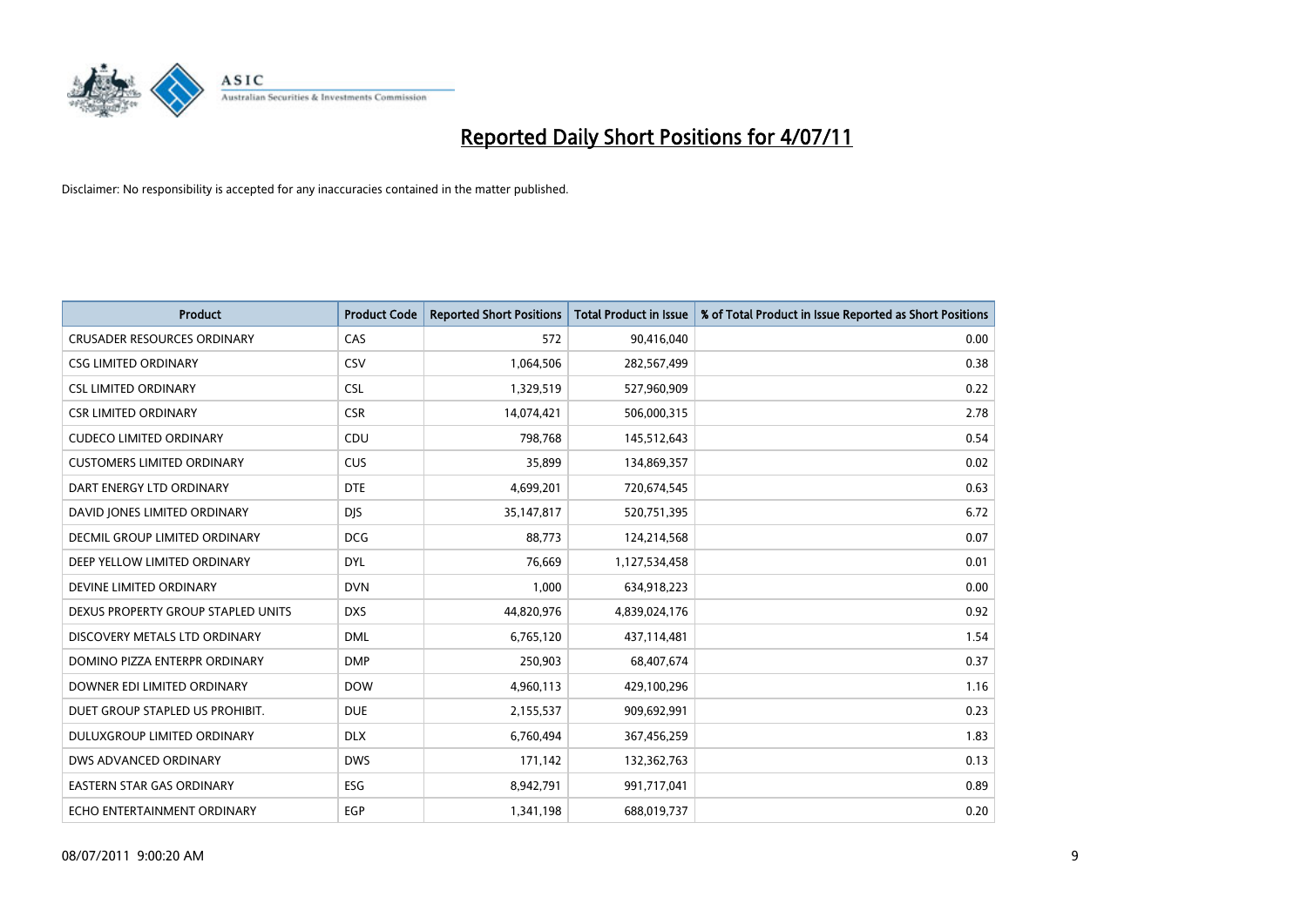# Reported Daily Short Positions for 4/07/11

Disclaimer: No responsibility is accepted for any inaccuracies contained in the matter published.

| Product | Product Code | Reported Short Positions | Total Product in Issue | % of Total Product in Issue Reported as Short Positions |
|---|---|---|---|---|
| CRUSADER RESOURCES ORDINARY | CAS | 572 | 90,416,040 | 0.00 |
| CSG LIMITED ORDINARY | CSV | 1,064,506 | 282,567,499 | 0.38 |
| CSL LIMITED ORDINARY | CSL | 1,329,519 | 527,960,909 | 0.22 |
| CSR LIMITED ORDINARY | CSR | 14,074,421 | 506,000,315 | 2.78 |
| CUDECO LIMITED ORDINARY | CDU | 798,768 | 145,512,643 | 0.54 |
| CUSTOMERS LIMITED ORDINARY | CUS | 35,899 | 134,869,357 | 0.02 |
| DART ENERGY LTD ORDINARY | DTE | 4,699,201 | 720,674,545 | 0.63 |
| DAVID JONES LIMITED ORDINARY | DJS | 35,147,817 | 520,751,395 | 6.72 |
| DECMIL GROUP LIMITED ORDINARY | DCG | 88,773 | 124,214,568 | 0.07 |
| DEEP YELLOW LIMITED ORDINARY | DYL | 76,669 | 1,127,534,458 | 0.01 |
| DEVINE LIMITED ORDINARY | DVN | 1,000 | 634,918,223 | 0.00 |
| DEXUS PROPERTY GROUP STAPLED UNITS | DXS | 44,820,976 | 4,839,024,176 | 0.92 |
| DISCOVERY METALS LTD ORDINARY | DML | 6,765,120 | 437,114,481 | 1.54 |
| DOMINO PIZZA ENTERPR ORDINARY | DMP | 250,903 | 68,407,674 | 0.37 |
| DOWNER EDI LIMITED ORDINARY | DOW | 4,960,113 | 429,100,296 | 1.16 |
| DUET GROUP STAPLED US PROHIBIT. | DUE | 2,155,537 | 909,692,991 | 0.23 |
| DULUXGROUP LIMITED ORDINARY | DLX | 6,760,494 | 367,456,259 | 1.83 |
| DWS ADVANCED ORDINARY | DWS | 171,142 | 132,362,763 | 0.13 |
| EASTERN STAR GAS ORDINARY | ESG | 8,942,791 | 991,717,041 | 0.89 |
| ECHO ENTERTAINMENT ORDINARY | EGP | 1,341,198 | 688,019,737 | 0.20 |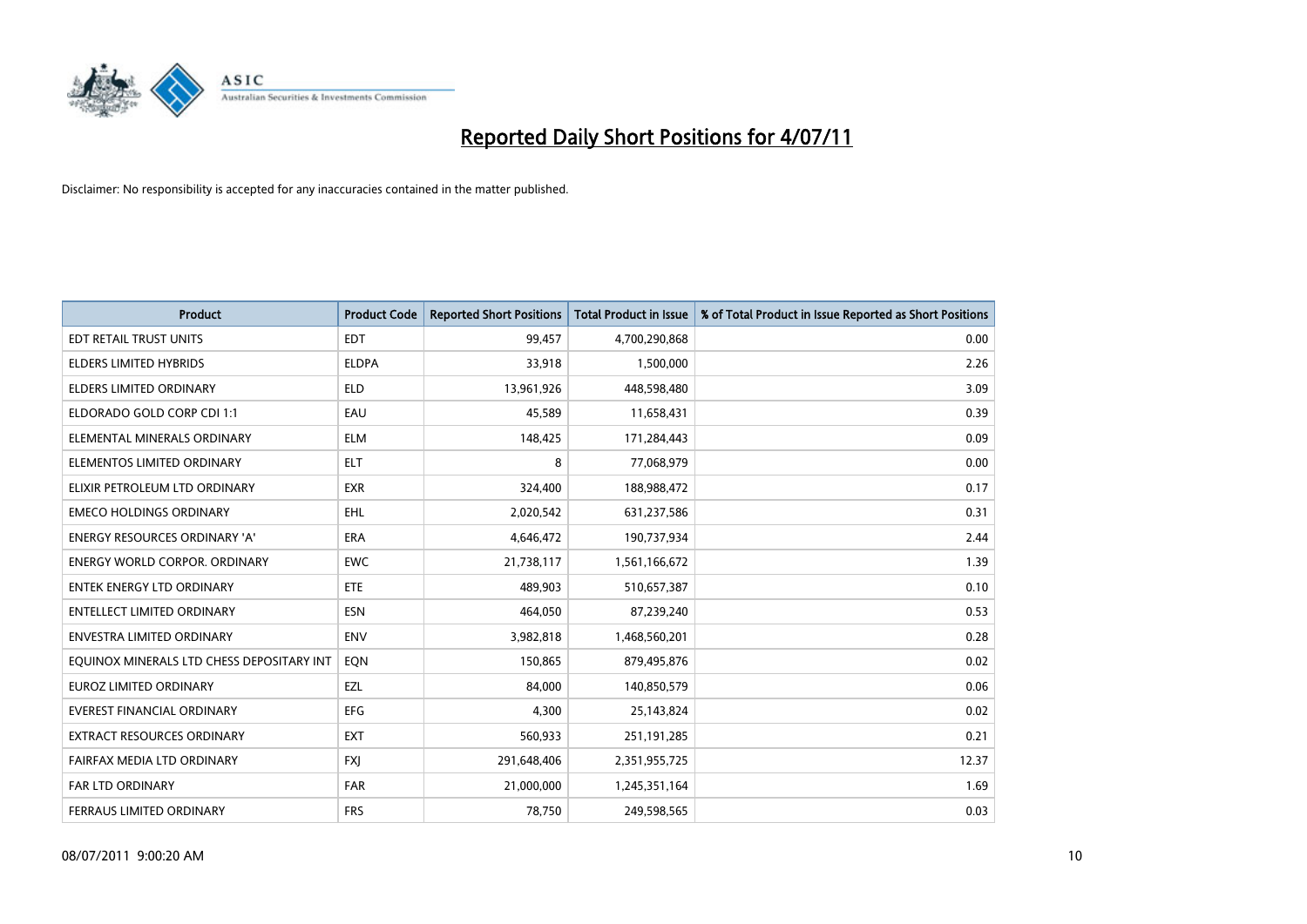# Reported Daily Short Positions for 4/07/11

Disclaimer: No responsibility is accepted for any inaccuracies contained in the matter published.

| Product | Product Code | Reported Short Positions | Total Product in Issue | % of Total Product in Issue Reported as Short Positions |
|---|---|---|---|---|
| EDT RETAIL TRUST UNITS | EDT | 99,457 | 4,700,290,868 | 0.00 |
| ELDERS LIMITED HYBRIDS | ELDPA | 33,918 | 1,500,000 | 2.26 |
| ELDERS LIMITED ORDINARY | ELD | 13,961,926 | 448,598,480 | 3.09 |
| ELDORADO GOLD CORP CDI 1:1 | EAU | 45,589 | 11,658,431 | 0.39 |
| ELEMENTAL MINERALS ORDINARY | ELM | 148,425 | 171,284,443 | 0.09 |
| ELEMENTOS LIMITED ORDINARY | ELT | 8 | 77,068,979 | 0.00 |
| ELIXIR PETROLEUM LTD ORDINARY | EXR | 324,400 | 188,988,472 | 0.17 |
| EMECO HOLDINGS ORDINARY | EHL | 2,020,542 | 631,237,586 | 0.31 |
| ENERGY RESOURCES ORDINARY 'A' | ERA | 4,646,472 | 190,737,934 | 2.44 |
| ENERGY WORLD CORPOR. ORDINARY | EWC | 21,738,117 | 1,561,166,672 | 1.39 |
| ENTEK ENERGY LTD ORDINARY | ETE | 489,903 | 510,657,387 | 0.10 |
| ENTELLECT LIMITED ORDINARY | ESN | 464,050 | 87,239,240 | 0.53 |
| ENVESTRA LIMITED ORDINARY | ENV | 3,982,818 | 1,468,560,201 | 0.28 |
| EQUINOX MINERALS LTD CHESS DEPOSITARY INT | EQN | 150,865 | 879,495,876 | 0.02 |
| EUROZ LIMITED ORDINARY | EZL | 84,000 | 140,850,579 | 0.06 |
| EVEREST FINANCIAL ORDINARY | EFG | 4,300 | 25,143,824 | 0.02 |
| EXTRACT RESOURCES ORDINARY | EXT | 560,933 | 251,191,285 | 0.21 |
| FAIRFAX MEDIA LTD ORDINARY | FXJ | 291,648,406 | 2,351,955,725 | 12.37 |
| FAR LTD ORDINARY | FAR | 21,000,000 | 1,245,351,164 | 1.69 |
| FERRAUS LIMITED ORDINARY | FRS | 78,750 | 249,598,565 | 0.03 |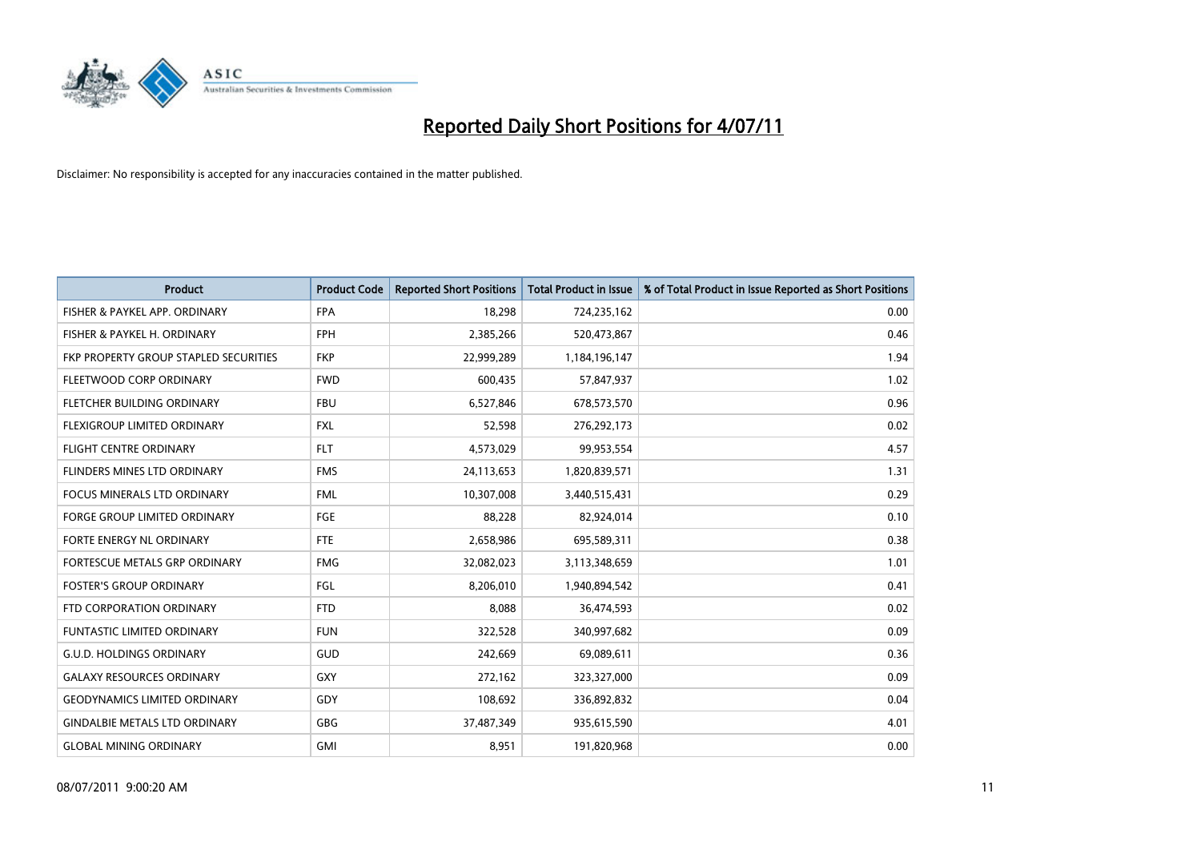# Reported Daily Short Positions for 4/07/11

Disclaimer: No responsibility is accepted for any inaccuracies contained in the matter published.

| Product | Product Code | Reported Short Positions | Total Product in Issue | % of Total Product in Issue Reported as Short Positions |
|---|---|---|---|---|
| FISHER & PAYKEL APP. ORDINARY | FPA | 18,298 | 724,235,162 | 0.00 |
| FISHER & PAYKEL H. ORDINARY | FPH | 2,385,266 | 520,473,867 | 0.46 |
| FKP PROPERTY GROUP STAPLED SECURITIES | FKP | 22,999,289 | 1,184,196,147 | 1.94 |
| FLEETWOOD CORP ORDINARY | FWD | 600,435 | 57,847,937 | 1.02 |
| FLETCHER BUILDING ORDINARY | FBU | 6,527,846 | 678,573,570 | 0.96 |
| FLEXIGROUP LIMITED ORDINARY | FXL | 52,598 | 276,292,173 | 0.02 |
| FLIGHT CENTRE ORDINARY | FLT | 4,573,029 | 99,953,554 | 4.57 |
| FLINDERS MINES LTD ORDINARY | FMS | 24,113,653 | 1,820,839,571 | 1.31 |
| FOCUS MINERALS LTD ORDINARY | FML | 10,307,008 | 3,440,515,431 | 0.29 |
| FORGE GROUP LIMITED ORDINARY | FGE | 88,228 | 82,924,014 | 0.10 |
| FORTE ENERGY NL ORDINARY | FTE | 2,658,986 | 695,589,311 | 0.38 |
| FORTESCUE METALS GRP ORDINARY | FMG | 32,082,023 | 3,113,348,659 | 1.01 |
| FOSTER'S GROUP ORDINARY | FGL | 8,206,010 | 1,940,894,542 | 0.41 |
| FTD CORPORATION ORDINARY | FTD | 8,088 | 36,474,593 | 0.02 |
| FUNTASTIC LIMITED ORDINARY | FUN | 322,528 | 340,997,682 | 0.09 |
| G.U.D. HOLDINGS ORDINARY | GUD | 242,669 | 69,089,611 | 0.36 |
| GALAXY RESOURCES ORDINARY | GXY | 272,162 | 323,327,000 | 0.09 |
| GEODYNAMICS LIMITED ORDINARY | GDY | 108,692 | 336,892,832 | 0.04 |
| GINDALBIE METALS LTD ORDINARY | GBG | 37,487,349 | 935,615,590 | 4.01 |
| GLOBAL MINING ORDINARY | GMI | 8,951 | 191,820,968 | 0.00 |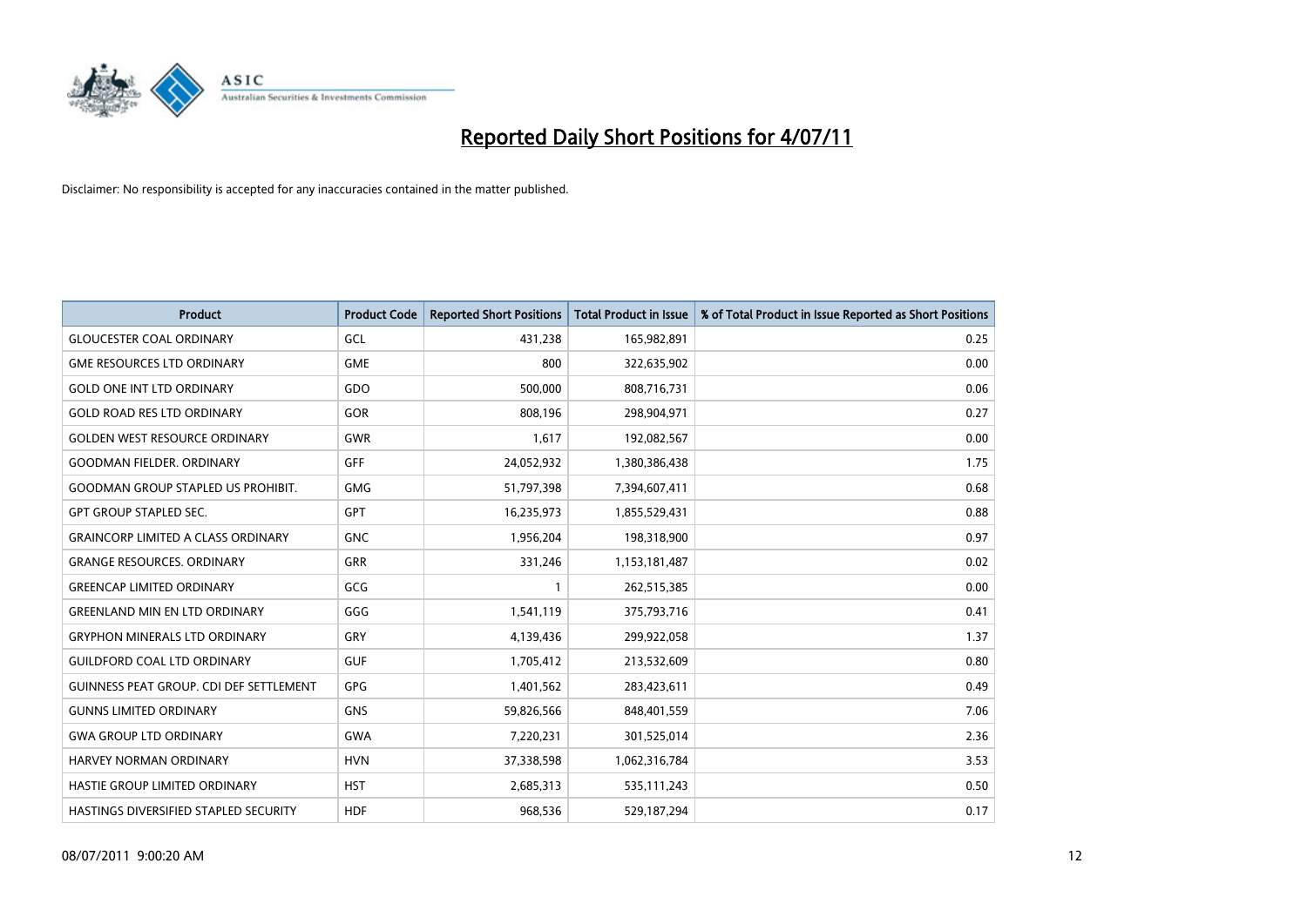# Reported Daily Short Positions for 4/07/11

Disclaimer: No responsibility is accepted for any inaccuracies contained in the matter published.

| Product | Product Code | Reported Short Positions | Total Product in Issue | % of Total Product in Issue Reported as Short Positions |
|---|---|---|---|---|
| GLOUCESTER COAL ORDINARY | GCL | 431,238 | 165,982,891 | 0.25 |
| GME RESOURCES LTD ORDINARY | GME | 800 | 322,635,902 | 0.00 |
| GOLD ONE INT LTD ORDINARY | GDO | 500,000 | 808,716,731 | 0.06 |
| GOLD ROAD RES LTD ORDINARY | GOR | 808,196 | 298,904,971 | 0.27 |
| GOLDEN WEST RESOURCE ORDINARY | GWR | 1,617 | 192,082,567 | 0.00 |
| GOODMAN FIELDER. ORDINARY | GFF | 24,052,932 | 1,380,386,438 | 1.75 |
| GOODMAN GROUP STAPLED US PROHIBIT. | GMG | 51,797,398 | 7,394,607,411 | 0.68 |
| GPT GROUP STAPLED SEC. | GPT | 16,235,973 | 1,855,529,431 | 0.88 |
| GRAINCORP LIMITED A CLASS ORDINARY | GNC | 1,956,204 | 198,318,900 | 0.97 |
| GRANGE RESOURCES. ORDINARY | GRR | 331,246 | 1,153,181,487 | 0.02 |
| GREENCAP LIMITED ORDINARY | GCG | 1 | 262,515,385 | 0.00 |
| GREENLAND MIN EN LTD ORDINARY | GGG | 1,541,119 | 375,793,716 | 0.41 |
| GRYPHON MINERALS LTD ORDINARY | GRY | 4,139,436 | 299,922,058 | 1.37 |
| GUILDFORD COAL LTD ORDINARY | GUF | 1,705,412 | 213,532,609 | 0.80 |
| GUINNESS PEAT GROUP. CDI DEF SETTLEMENT | GPG | 1,401,562 | 283,423,611 | 0.49 |
| GUNNS LIMITED ORDINARY | GNS | 59,826,566 | 848,401,559 | 7.06 |
| GWA GROUP LTD ORDINARY | GWA | 7,220,231 | 301,525,014 | 2.36 |
| HARVEY NORMAN ORDINARY | HVN | 37,338,598 | 1,062,316,784 | 3.53 |
| HASTIE GROUP LIMITED ORDINARY | HST | 2,685,313 | 535,111,243 | 0.50 |
| HASTINGS DIVERSIFIED STAPLED SECURITY | HDF | 968,536 | 529,187,294 | 0.17 |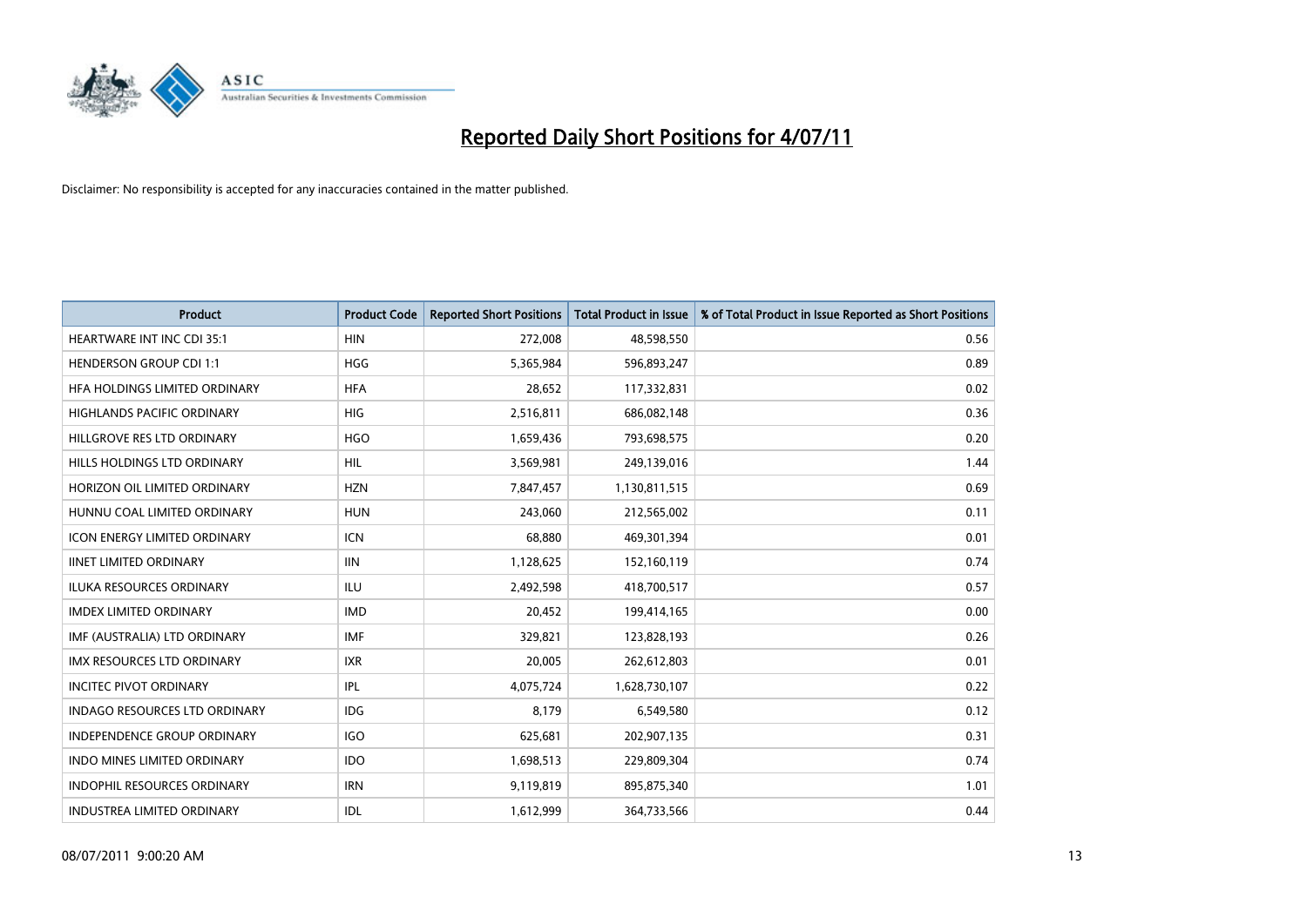# Reported Daily Short Positions for 4/07/11

Disclaimer: No responsibility is accepted for any inaccuracies contained in the matter published.

| Product | Product Code | Reported Short Positions | Total Product in Issue | % of Total Product in Issue Reported as Short Positions |
|---|---|---|---|---|
| HEARTWARE INT INC CDI 35:1 | HIN | 272,008 | 48,598,550 | 0.56 |
| HENDERSON GROUP CDI 1:1 | HGG | 5,365,984 | 596,893,247 | 0.89 |
| HFA HOLDINGS LIMITED ORDINARY | HFA | 28,652 | 117,332,831 | 0.02 |
| HIGHLANDS PACIFIC ORDINARY | HIG | 2,516,811 | 686,082,148 | 0.36 |
| HILLGROVE RES LTD ORDINARY | HGO | 1,659,436 | 793,698,575 | 0.20 |
| HILLS HOLDINGS LTD ORDINARY | HIL | 3,569,981 | 249,139,016 | 1.44 |
| HORIZON OIL LIMITED ORDINARY | HZN | 7,847,457 | 1,130,811,515 | 0.69 |
| HUNNU COAL LIMITED ORDINARY | HUN | 243,060 | 212,565,002 | 0.11 |
| ICON ENERGY LIMITED ORDINARY | ICN | 68,880 | 469,301,394 | 0.01 |
| IINET LIMITED ORDINARY | IIN | 1,128,625 | 152,160,119 | 0.74 |
| ILUKA RESOURCES ORDINARY | ILU | 2,492,598 | 418,700,517 | 0.57 |
| IMDEX LIMITED ORDINARY | IMD | 20,452 | 199,414,165 | 0.00 |
| IMF (AUSTRALIA) LTD ORDINARY | IMF | 329,821 | 123,828,193 | 0.26 |
| IMX RESOURCES LTD ORDINARY | IXR | 20,005 | 262,612,803 | 0.01 |
| INCITEC PIVOT ORDINARY | IPL | 4,075,724 | 1,628,730,107 | 0.22 |
| INDAGO RESOURCES LTD ORDINARY | IDG | 8,179 | 6,549,580 | 0.12 |
| INDEPENDENCE GROUP ORDINARY | IGO | 625,681 | 202,907,135 | 0.31 |
| INDO MINES LIMITED ORDINARY | IDO | 1,698,513 | 229,809,304 | 0.74 |
| INDOPHIL RESOURCES ORDINARY | IRN | 9,119,819 | 895,875,340 | 1.01 |
| INDUSTREA LIMITED ORDINARY | IDL | 1,612,999 | 364,733,566 | 0.44 |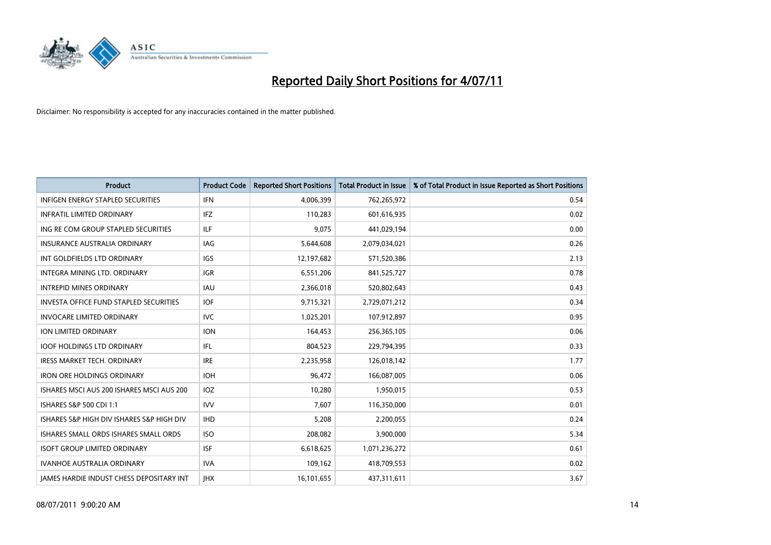# Reported Daily Short Positions for 4/07/11

Disclaimer: No responsibility is accepted for any inaccuracies contained in the matter published.

| Product | Product Code | Reported Short Positions | Total Product in Issue | % of Total Product in Issue Reported as Short Positions |
|---|---|---|---|---|
| INFIGEN ENERGY STAPLED SECURITIES | IFN | 4,006,399 | 762,265,972 | 0.54 |
| INFRATIL LIMITED ORDINARY | IFZ | 110,283 | 601,616,935 | 0.02 |
| ING RE COM GROUP STAPLED SECURITIES | ILF | 9,075 | 441,029,194 | 0.00 |
| INSURANCE AUSTRALIA ORDINARY | IAG | 5,644,608 | 2,079,034,021 | 0.26 |
| INT GOLDFIELDS LTD ORDINARY | IGS | 12,197,682 | 571,520,386 | 2.13 |
| INTEGRA MINING LTD. ORDINARY | IGR | 6,551,206 | 841,525,727 | 0.78 |
| INTREPID MINES ORDINARY | IAU | 2,366,018 | 520,802,643 | 0.43 |
| INVESTA OFFICE FUND STAPLED SECURITIES | IOF | 9,715,321 | 2,729,071,212 | 0.34 |
| INVOCARE LIMITED ORDINARY | IVC | 1,025,201 | 107,912,897 | 0.95 |
| ION LIMITED ORDINARY | ION | 164,453 | 256,365,105 | 0.06 |
| IOOF HOLDINGS LTD ORDINARY | IFL | 804,523 | 229,794,395 | 0.33 |
| IRESS MARKET TECH. ORDINARY | IRE | 2,235,958 | 126,018,142 | 1.77 |
| IRON ORE HOLDINGS ORDINARY | IOH | 96,472 | 166,087,005 | 0.06 |
| ISHARES MSCI AUS 200 ISHARES MSCI AUS 200 | IOZ | 10,280 | 1,950,015 | 0.53 |
| ISHARES S&P 500 CDI 1:1 | IVV | 7,607 | 116,350,000 | 0.01 |
| ISHARES S&P HIGH DIV ISHARES S&P HIGH DIV | IHD | 5,208 | 2,200,055 | 0.24 |
| ISHARES SMALL ORDS ISHARES SMALL ORDS | ISO | 208,082 | 3,900,000 | 5.34 |
| ISOFT GROUP LIMITED ORDINARY | ISF | 6,618,625 | 1,071,236,272 | 0.61 |
| IVANHOE AUSTRALIA ORDINARY | IVA | 109,162 | 418,709,553 | 0.02 |
| JAMES HARDIE INDUST CHESS DEPOSITARY INT | JHX | 16,101,655 | 437,311,611 | 3.67 |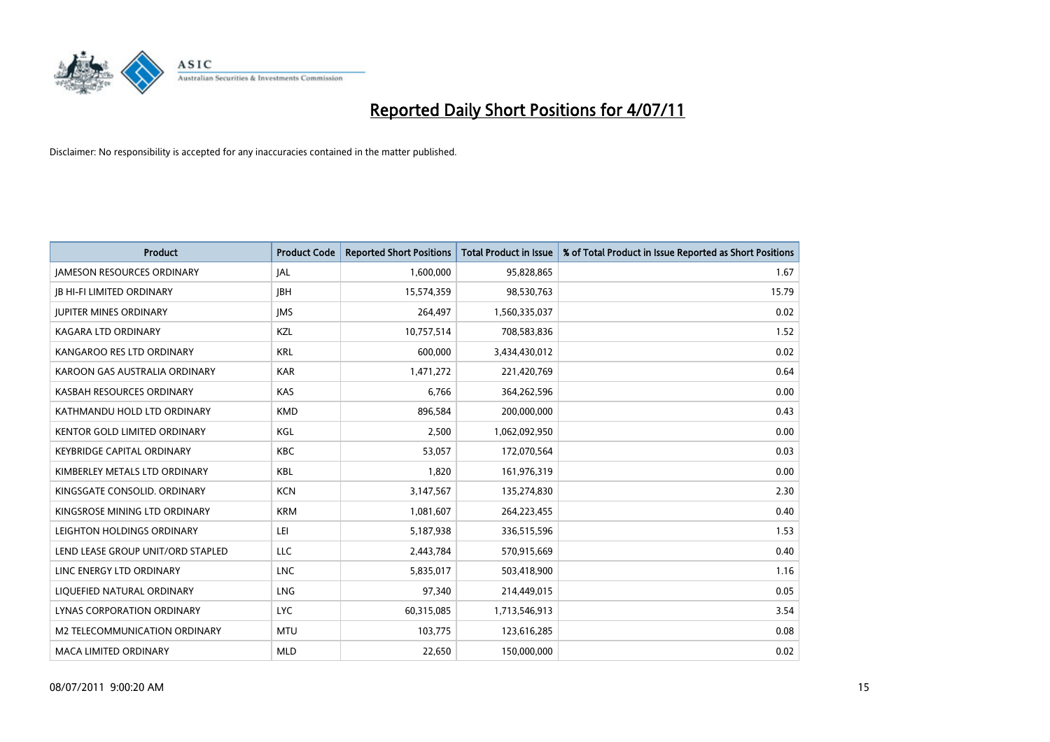# Reported Daily Short Positions for 4/07/11

Disclaimer: No responsibility is accepted for any inaccuracies contained in the matter published.

| Product | Product Code | Reported Short Positions | Total Product in Issue | % of Total Product in Issue Reported as Short Positions |
|---|---|---|---|---|
| JAMESON RESOURCES ORDINARY | JAL | 1,600,000 | 95,828,865 | 1.67 |
| JB HI-FI LIMITED ORDINARY | JBH | 15,574,359 | 98,530,763 | 15.79 |
| JUPITER MINES ORDINARY | JMS | 264,497 | 1,560,335,037 | 0.02 |
| KAGARA LTD ORDINARY | KZL | 10,757,514 | 708,583,836 | 1.52 |
| KANGAROO RES LTD ORDINARY | KRL | 600,000 | 3,434,430,012 | 0.02 |
| KAROON GAS AUSTRALIA ORDINARY | KAR | 1,471,272 | 221,420,769 | 0.64 |
| KASBAH RESOURCES ORDINARY | KAS | 6,766 | 364,262,596 | 0.00 |
| KATHMANDU HOLD LTD ORDINARY | KMD | 896,584 | 200,000,000 | 0.43 |
| KENTOR GOLD LIMITED ORDINARY | KGL | 2,500 | 1,062,092,950 | 0.00 |
| KEYBRIDGE CAPITAL ORDINARY | KBC | 53,057 | 172,070,564 | 0.03 |
| KIMBERLEY METALS LTD ORDINARY | KBL | 1,820 | 161,976,319 | 0.00 |
| KINGSGATE CONSOLID. ORDINARY | KCN | 3,147,567 | 135,274,830 | 2.30 |
| KINGSROSE MINING LTD ORDINARY | KRM | 1,081,607 | 264,223,455 | 0.40 |
| LEIGHTON HOLDINGS ORDINARY | LEI | 5,187,938 | 336,515,596 | 1.53 |
| LEND LEASE GROUP UNIT/ORD STAPLED | LLC | 2,443,784 | 570,915,669 | 0.40 |
| LINC ENERGY LTD ORDINARY | LNC | 5,835,017 | 503,418,900 | 1.16 |
| LIQUEFIED NATURAL ORDINARY | LNG | 97,340 | 214,449,015 | 0.05 |
| LYNAS CORPORATION ORDINARY | LYC | 60,315,085 | 1,713,546,913 | 3.54 |
| M2 TELECOMMUNICATION ORDINARY | MTU | 103,775 | 123,616,285 | 0.08 |
| MACA LIMITED ORDINARY | MLD | 22,650 | 150,000,000 | 0.02 |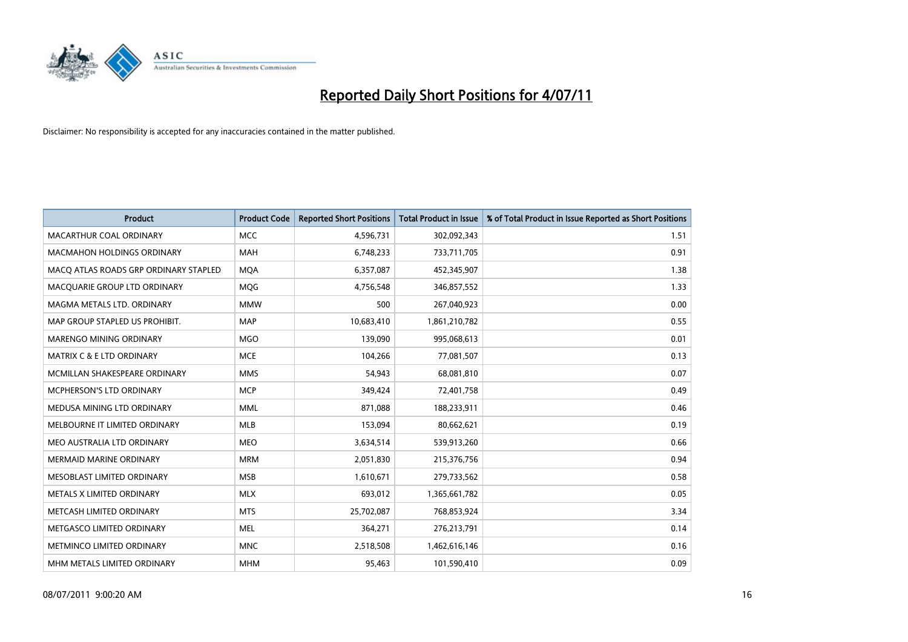# Reported Daily Short Positions for 4/07/11

Disclaimer: No responsibility is accepted for any inaccuracies contained in the matter published.

| Product | Product Code | Reported Short Positions | Total Product in Issue | % of Total Product in Issue Reported as Short Positions |
| --- | --- | --- | --- | --- |
| MACARTHUR COAL ORDINARY | MCC | 4,596,731 | 302,092,343 | 1.51 |
| MACMAHON HOLDINGS ORDINARY | MAH | 6,748,233 | 733,711,705 | 0.91 |
| MACQ ATLAS ROADS GRP ORDINARY STAPLED | MQA | 6,357,087 | 452,345,907 | 1.38 |
| MACQUARIE GROUP LTD ORDINARY | MQG | 4,756,548 | 346,857,552 | 1.33 |
| MAGMA METALS LTD. ORDINARY | MMW | 500 | 267,040,923 | 0.00 |
| MAP GROUP STAPLED US PROHIBIT. | MAP | 10,683,410 | 1,861,210,782 | 0.55 |
| MARENGO MINING ORDINARY | MGO | 139,090 | 995,068,613 | 0.01 |
| MATRIX C & E LTD ORDINARY | MCE | 104,266 | 77,081,507 | 0.13 |
| MCMILLAN SHAKESPEARE ORDINARY | MMS | 54,943 | 68,081,810 | 0.07 |
| MCPHERSON'S LTD ORDINARY | MCP | 349,424 | 72,401,758 | 0.49 |
| MEDUSA MINING LTD ORDINARY | MML | 871,088 | 188,233,911 | 0.46 |
| MELBOURNE IT LIMITED ORDINARY | MLB | 153,094 | 80,662,621 | 0.19 |
| MEO AUSTRALIA LTD ORDINARY | MEO | 3,634,514 | 539,913,260 | 0.66 |
| MERMAID MARINE ORDINARY | MRM | 2,051,830 | 215,376,756 | 0.94 |
| MESOBLAST LIMITED ORDINARY | MSB | 1,610,671 | 279,733,562 | 0.58 |
| METALS X LIMITED ORDINARY | MLX | 693,012 | 1,365,661,782 | 0.05 |
| METCASH LIMITED ORDINARY | MTS | 25,702,087 | 768,853,924 | 3.34 |
| METGASCO LIMITED ORDINARY | MEL | 364,271 | 276,213,791 | 0.14 |
| METMINCO LIMITED ORDINARY | MNC | 2,518,508 | 1,462,616,146 | 0.16 |
| MHM METALS LIMITED ORDINARY | MHM | 95,463 | 101,590,410 | 0.09 |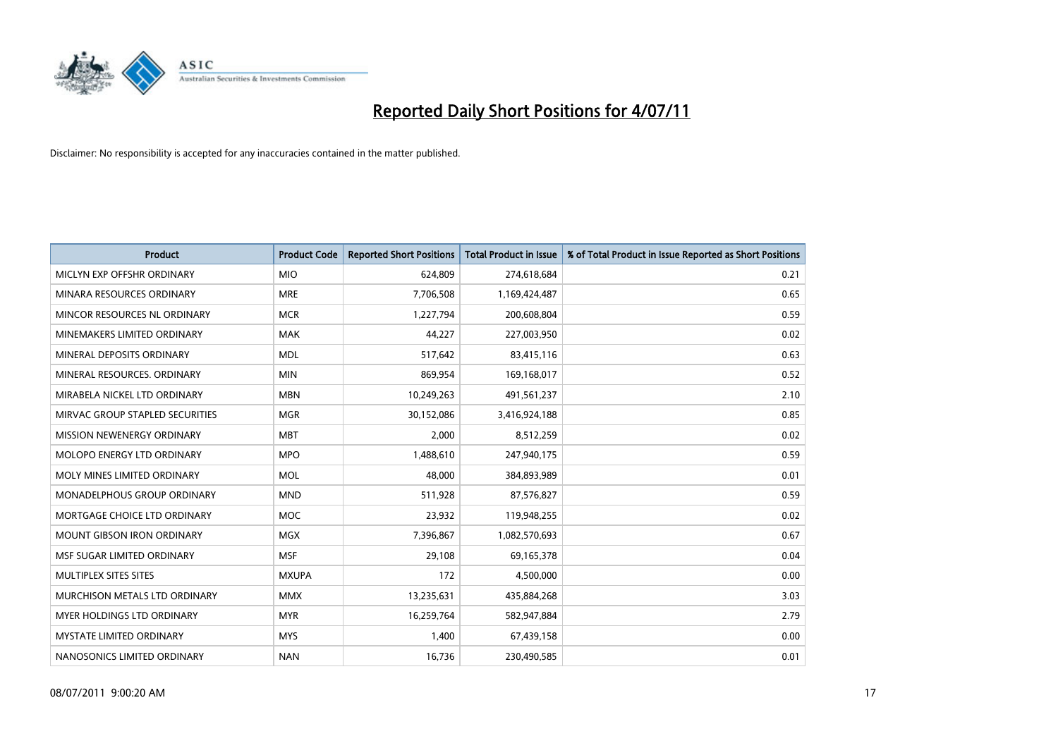# Reported Daily Short Positions for 4/07/11

Disclaimer: No responsibility is accepted for any inaccuracies contained in the matter published.

| Product | Product Code | Reported Short Positions | Total Product in Issue | % of Total Product in Issue Reported as Short Positions |
|---|---|---|---|---|
| MICLYN EXP OFFSHR ORDINARY | MIO | 624,809 | 274,618,684 | 0.21 |
| MINARA RESOURCES ORDINARY | MRE | 7,706,508 | 1,169,424,487 | 0.65 |
| MINCOR RESOURCES NL ORDINARY | MCR | 1,227,794 | 200,608,804 | 0.59 |
| MINEMAKERS LIMITED ORDINARY | MAK | 44,227 | 227,003,950 | 0.02 |
| MINERAL DEPOSITS ORDINARY | MDL | 517,642 | 83,415,116 | 0.63 |
| MINERAL RESOURCES. ORDINARY | MIN | 869,954 | 169,168,017 | 0.52 |
| MIRABELA NICKEL LTD ORDINARY | MBN | 10,249,263 | 491,561,237 | 2.10 |
| MIRVAC GROUP STAPLED SECURITIES | MGR | 30,152,086 | 3,416,924,188 | 0.85 |
| MISSION NEWENERGY ORDINARY | MBT | 2,000 | 8,512,259 | 0.02 |
| MOLOPO ENERGY LTD ORDINARY | MPO | 1,488,610 | 247,940,175 | 0.59 |
| MOLY MINES LIMITED ORDINARY | MOL | 48,000 | 384,893,989 | 0.01 |
| MONADELPHOUS GROUP ORDINARY | MND | 511,928 | 87,576,827 | 0.59 |
| MORTGAGE CHOICE LTD ORDINARY | MOC | 23,932 | 119,948,255 | 0.02 |
| MOUNT GIBSON IRON ORDINARY | MGX | 7,396,867 | 1,082,570,693 | 0.67 |
| MSF SUGAR LIMITED ORDINARY | MSF | 29,108 | 69,165,378 | 0.04 |
| MULTIPLEX SITES SITES | MXUPA | 172 | 4,500,000 | 0.00 |
| MURCHISON METALS LTD ORDINARY | MMX | 13,235,631 | 435,884,268 | 3.03 |
| MYER HOLDINGS LTD ORDINARY | MYR | 16,259,764 | 582,947,884 | 2.79 |
| MYSTATE LIMITED ORDINARY | MYS | 1,400 | 67,439,158 | 0.00 |
| NANOSONICS LIMITED ORDINARY | NAN | 16,736 | 230,490,585 | 0.01 |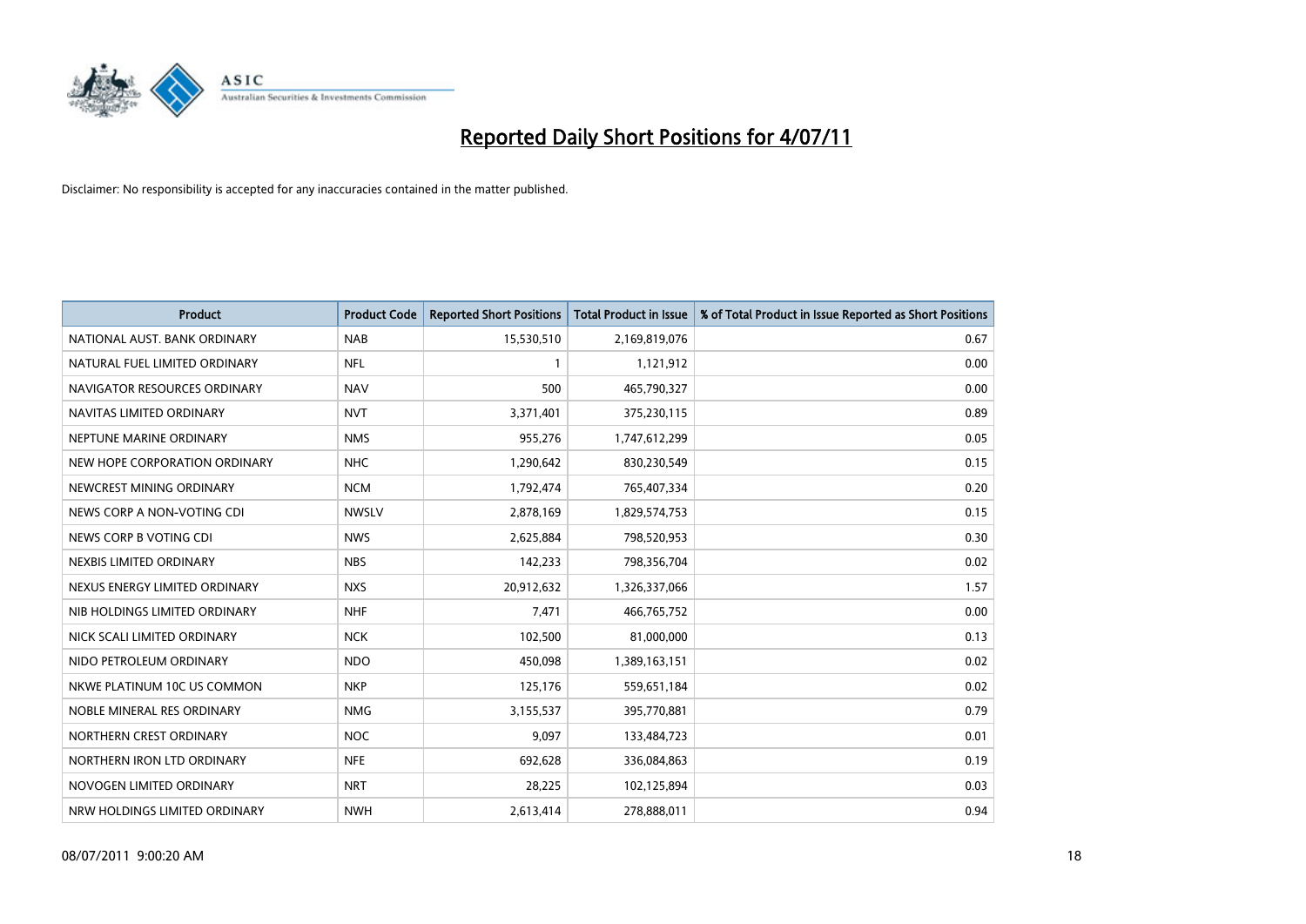# Reported Daily Short Positions for 4/07/11

Disclaimer: No responsibility is accepted for any inaccuracies contained in the matter published.

| Product | Product Code | Reported Short Positions | Total Product in Issue | % of Total Product in Issue Reported as Short Positions |
|---|---|---|---|---|
| NATIONAL AUST. BANK ORDINARY | NAB | 15,530,510 | 2,169,819,076 | 0.67 |
| NATURAL FUEL LIMITED ORDINARY | NFL | 1 | 1,121,912 | 0.00 |
| NAVIGATOR RESOURCES ORDINARY | NAV | 500 | 465,790,327 | 0.00 |
| NAVITAS LIMITED ORDINARY | NVT | 3,371,401 | 375,230,115 | 0.89 |
| NEPTUNE MARINE ORDINARY | NMS | 955,276 | 1,747,612,299 | 0.05 |
| NEW HOPE CORPORATION ORDINARY | NHC | 1,290,642 | 830,230,549 | 0.15 |
| NEWCREST MINING ORDINARY | NCM | 1,792,474 | 765,407,334 | 0.20 |
| NEWS CORP A NON-VOTING CDI | NWSLV | 2,878,169 | 1,829,574,753 | 0.15 |
| NEWS CORP B VOTING CDI | NWS | 2,625,884 | 798,520,953 | 0.30 |
| NEXBIS LIMITED ORDINARY | NBS | 142,233 | 798,356,704 | 0.02 |
| NEXUS ENERGY LIMITED ORDINARY | NXS | 20,912,632 | 1,326,337,066 | 1.57 |
| NIB HOLDINGS LIMITED ORDINARY | NHF | 7,471 | 466,765,752 | 0.00 |
| NICK SCALI LIMITED ORDINARY | NCK | 102,500 | 81,000,000 | 0.13 |
| NIDO PETROLEUM ORDINARY | NDO | 450,098 | 1,389,163,151 | 0.02 |
| NKWE PLATINUM 10C US COMMON | NKP | 125,176 | 559,651,184 | 0.02 |
| NOBLE MINERAL RES ORDINARY | NMG | 3,155,537 | 395,770,881 | 0.79 |
| NORTHERN CREST ORDINARY | NOC | 9,097 | 133,484,723 | 0.01 |
| NORTHERN IRON LTD ORDINARY | NFE | 692,628 | 336,084,863 | 0.19 |
| NOVOGEN LIMITED ORDINARY | NRT | 28,225 | 102,125,894 | 0.03 |
| NRW HOLDINGS LIMITED ORDINARY | NWH | 2,613,414 | 278,888,011 | 0.94 |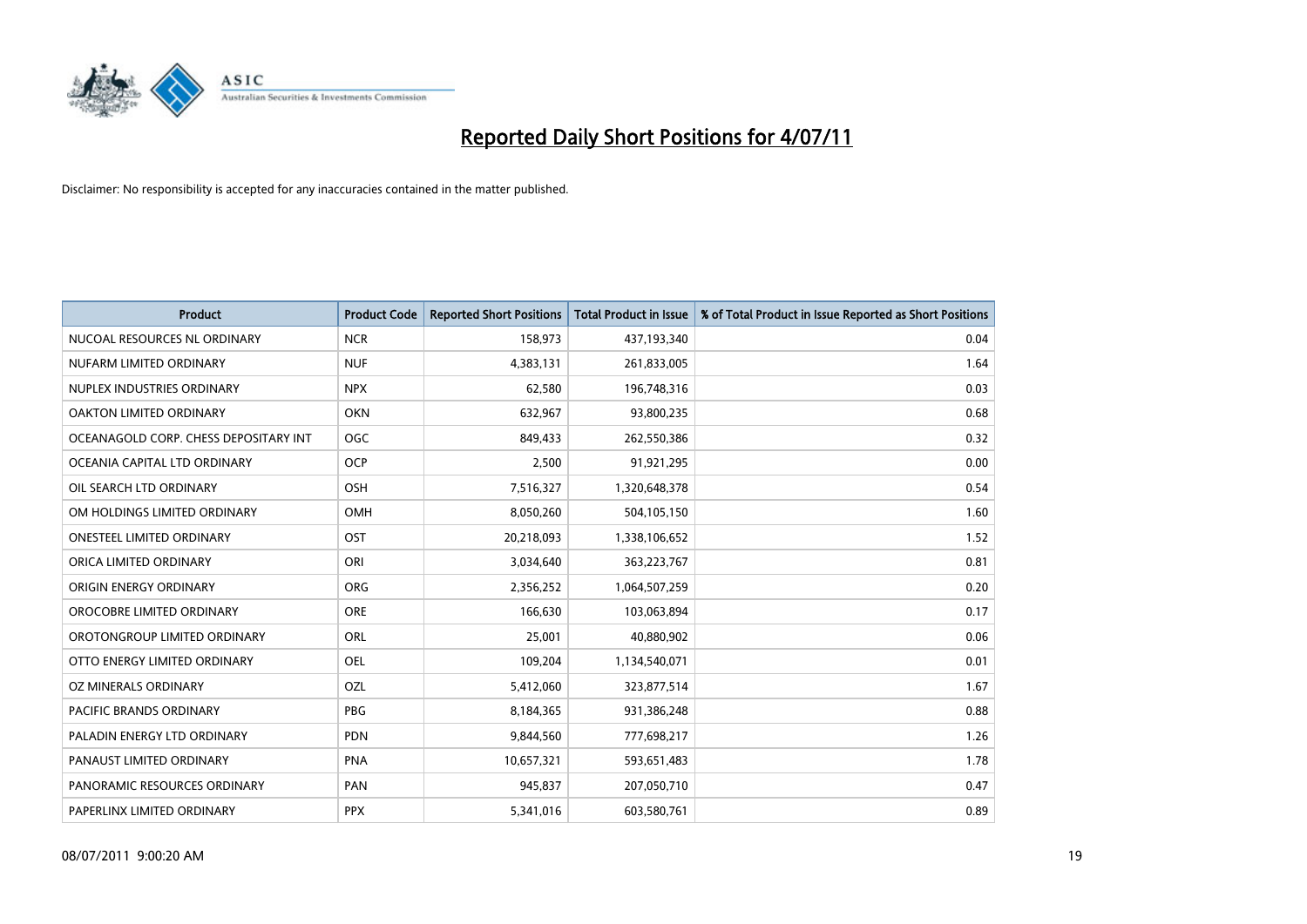# Reported Daily Short Positions for 4/07/11

Disclaimer: No responsibility is accepted for any inaccuracies contained in the matter published.

| Product | Product Code | Reported Short Positions | Total Product in Issue | % of Total Product in Issue Reported as Short Positions |
|---|---|---|---|---|
| NUCOAL RESOURCES NL ORDINARY | NCR | 158,973 | 437,193,340 | 0.04 |
| NUFARM LIMITED ORDINARY | NUF | 4,383,131 | 261,833,005 | 1.64 |
| NUPLEX INDUSTRIES ORDINARY | NPX | 62,580 | 196,748,316 | 0.03 |
| OAKTON LIMITED ORDINARY | OKN | 632,967 | 93,800,235 | 0.68 |
| OCEANAGOLD CORP. CHESS DEPOSITARY INT | OGC | 849,433 | 262,550,386 | 0.32 |
| OCEANIA CAPITAL LTD ORDINARY | OCP | 2,500 | 91,921,295 | 0.00 |
| OIL SEARCH LTD ORDINARY | OSH | 7,516,327 | 1,320,648,378 | 0.54 |
| OM HOLDINGS LIMITED ORDINARY | OMH | 8,050,260 | 504,105,150 | 1.60 |
| ONESTEEL LIMITED ORDINARY | OST | 20,218,093 | 1,338,106,652 | 1.52 |
| ORICA LIMITED ORDINARY | ORI | 3,034,640 | 363,223,767 | 0.81 |
| ORIGIN ENERGY ORDINARY | ORG | 2,356,252 | 1,064,507,259 | 0.20 |
| OROCOBRE LIMITED ORDINARY | ORE | 166,630 | 103,063,894 | 0.17 |
| OROTONGROUP LIMITED ORDINARY | ORL | 25,001 | 40,880,902 | 0.06 |
| OTTO ENERGY LIMITED ORDINARY | OEL | 109,204 | 1,134,540,071 | 0.01 |
| OZ MINERALS ORDINARY | OZL | 5,412,060 | 323,877,514 | 1.67 |
| PACIFIC BRANDS ORDINARY | PBG | 8,184,365 | 931,386,248 | 0.88 |
| PALADIN ENERGY LTD ORDINARY | PDN | 9,844,560 | 777,698,217 | 1.26 |
| PANAUST LIMITED ORDINARY | PNA | 10,657,321 | 593,651,483 | 1.78 |
| PANORAMIC RESOURCES ORDINARY | PAN | 945,837 | 207,050,710 | 0.47 |
| PAPERLINX LIMITED ORDINARY | PPX | 5,341,016 | 603,580,761 | 0.89 |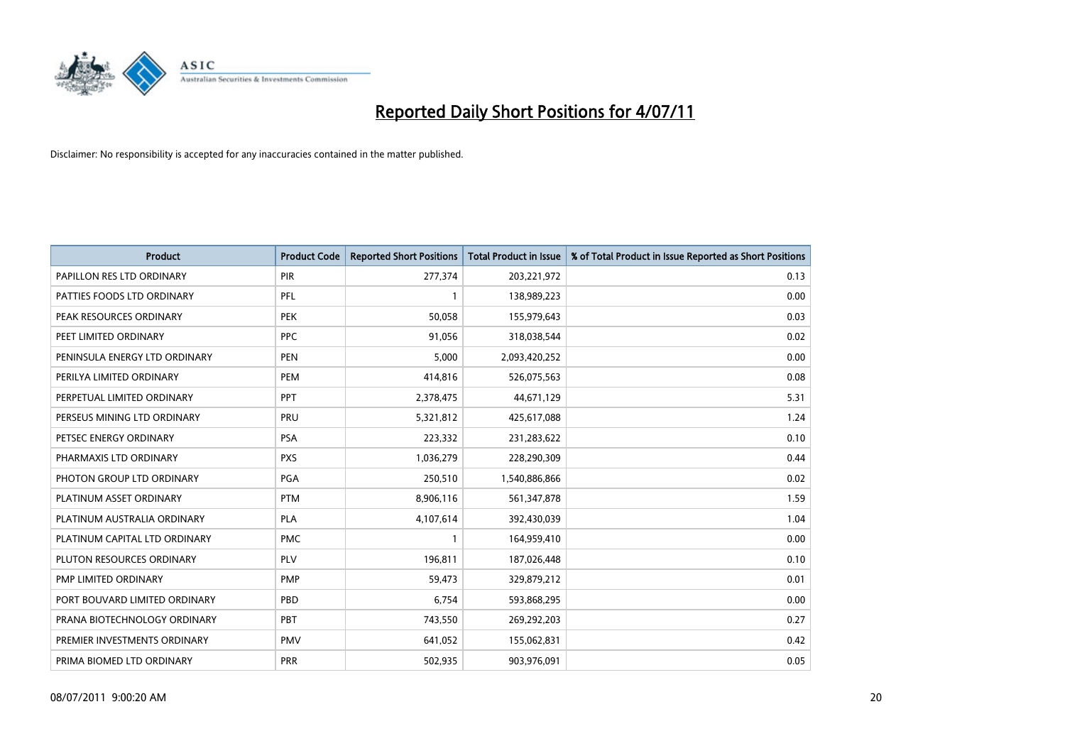# Reported Daily Short Positions for 4/07/11

Disclaimer: No responsibility is accepted for any inaccuracies contained in the matter published.

| Product | Product Code | Reported Short Positions | Total Product in Issue | % of Total Product in Issue Reported as Short Positions |
|---|---|---|---|---|
| PAPILLON RES LTD ORDINARY | PIR | 277,374 | 203,221,972 | 0.13 |
| PATTIES FOODS LTD ORDINARY | PFL | 1 | 138,989,223 | 0.00 |
| PEAK RESOURCES ORDINARY | PEK | 50,058 | 155,979,643 | 0.03 |
| PEET LIMITED ORDINARY | PPC | 91,056 | 318,038,544 | 0.02 |
| PENINSULA ENERGY LTD ORDINARY | PEN | 5,000 | 2,093,420,252 | 0.00 |
| PERILYA LIMITED ORDINARY | PEM | 414,816 | 526,075,563 | 0.08 |
| PERPETUAL LIMITED ORDINARY | PPT | 2,378,475 | 44,671,129 | 5.31 |
| PERSEUS MINING LTD ORDINARY | PRU | 5,321,812 | 425,617,088 | 1.24 |
| PETSEC ENERGY ORDINARY | PSA | 223,332 | 231,283,622 | 0.10 |
| PHARMAXIS LTD ORDINARY | PXS | 1,036,279 | 228,290,309 | 0.44 |
| PHOTON GROUP LTD ORDINARY | PGA | 250,510 | 1,540,886,866 | 0.02 |
| PLATINUM ASSET ORDINARY | PTM | 8,906,116 | 561,347,878 | 1.59 |
| PLATINUM AUSTRALIA ORDINARY | PLA | 4,107,614 | 392,430,039 | 1.04 |
| PLATINUM CAPITAL LTD ORDINARY | PMC | 1 | 164,959,410 | 0.00 |
| PLUTON RESOURCES ORDINARY | PLV | 196,811 | 187,026,448 | 0.10 |
| PMP LIMITED ORDINARY | PMP | 59,473 | 329,879,212 | 0.01 |
| PORT BOUVARD LIMITED ORDINARY | PBD | 6,754 | 593,868,295 | 0.00 |
| PRANA BIOTECHNOLOGY ORDINARY | PBT | 743,550 | 269,292,203 | 0.27 |
| PREMIER INVESTMENTS ORDINARY | PMV | 641,052 | 155,062,831 | 0.42 |
| PRIMA BIOMED LTD ORDINARY | PRR | 502,935 | 903,976,091 | 0.05 |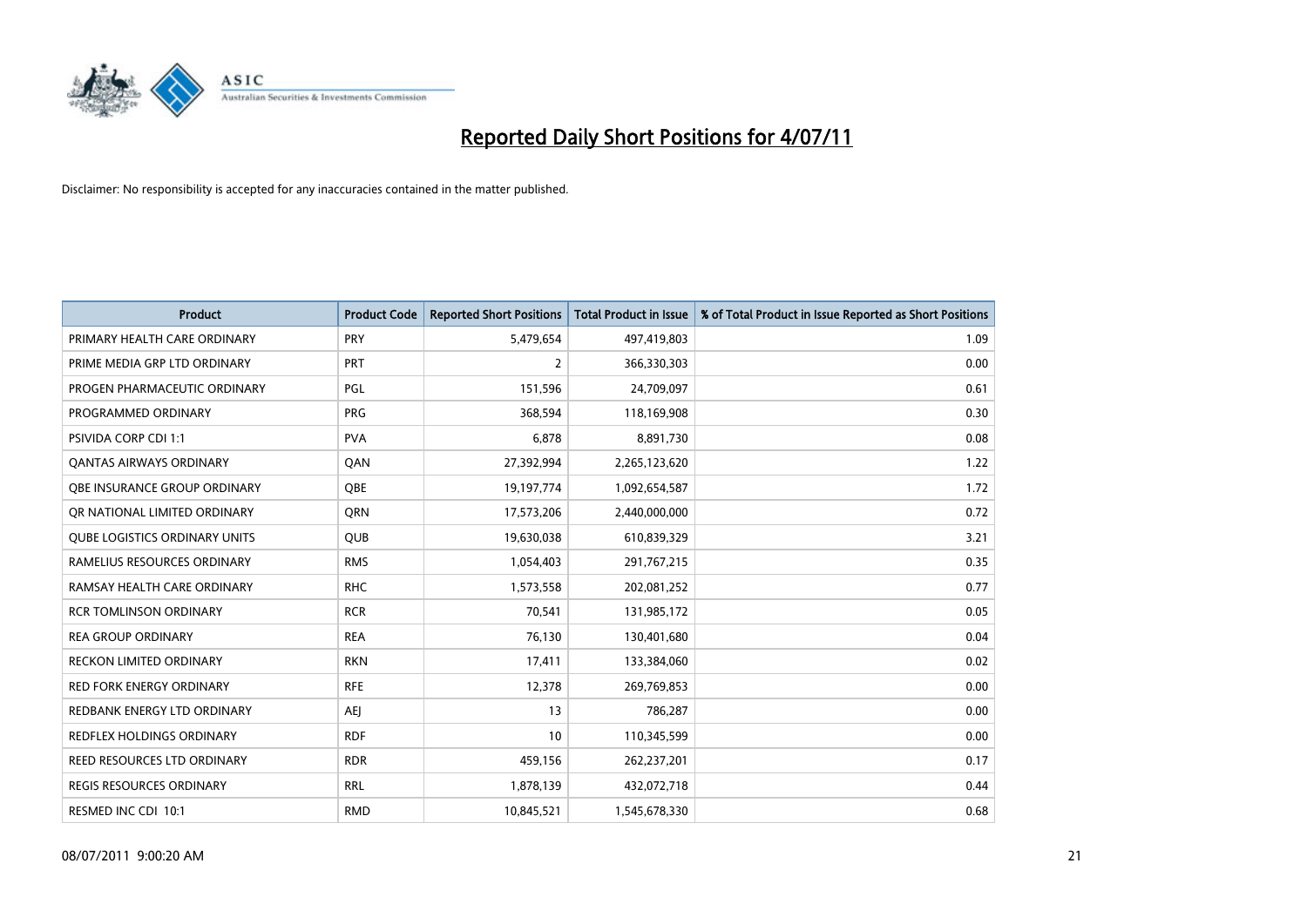# Reported Daily Short Positions for 4/07/11

Disclaimer: No responsibility is accepted for any inaccuracies contained in the matter published.

| Product | Product Code | Reported Short Positions | Total Product in Issue | % of Total Product in Issue Reported as Short Positions |
|---|---|---|---|---|
| PRIMARY HEALTH CARE ORDINARY | PRY | 5,479,654 | 497,419,803 | 1.09 |
| PRIME MEDIA GRP LTD ORDINARY | PRT | 2 | 366,330,303 | 0.00 |
| PROGEN PHARMACEUTIC ORDINARY | PGL | 151,596 | 24,709,097 | 0.61 |
| PROGRAMMED ORDINARY | PRG | 368,594 | 118,169,908 | 0.30 |
| PSIVIDA CORP CDI 1:1 | PVA | 6,878 | 8,891,730 | 0.08 |
| QANTAS AIRWAYS ORDINARY | QAN | 27,392,994 | 2,265,123,620 | 1.22 |
| QBE INSURANCE GROUP ORDINARY | QBE | 19,197,774 | 1,092,654,587 | 1.72 |
| QR NATIONAL LIMITED ORDINARY | QRN | 17,573,206 | 2,440,000,000 | 0.72 |
| QUBE LOGISTICS ORDINARY UNITS | QUB | 19,630,038 | 610,839,329 | 3.21 |
| RAMELIUS RESOURCES ORDINARY | RMS | 1,054,403 | 291,767,215 | 0.35 |
| RAMSAY HEALTH CARE ORDINARY | RHC | 1,573,558 | 202,081,252 | 0.77 |
| RCR TOMLINSON ORDINARY | RCR | 70,541 | 131,985,172 | 0.05 |
| REA GROUP ORDINARY | REA | 76,130 | 130,401,680 | 0.04 |
| RECKON LIMITED ORDINARY | RKN | 17,411 | 133,384,060 | 0.02 |
| RED FORK ENERGY ORDINARY | RFE | 12,378 | 269,769,853 | 0.00 |
| REDBANK ENERGY LTD ORDINARY | AEJ | 13 | 786,287 | 0.00 |
| REDFLEX HOLDINGS ORDINARY | RDF | 10 | 110,345,599 | 0.00 |
| REED RESOURCES LTD ORDINARY | RDR | 459,156 | 262,237,201 | 0.17 |
| REGIS RESOURCES ORDINARY | RRL | 1,878,139 | 432,072,718 | 0.44 |
| RESMED INC CDI 10:1 | RMD | 10,845,521 | 1,545,678,330 | 0.68 |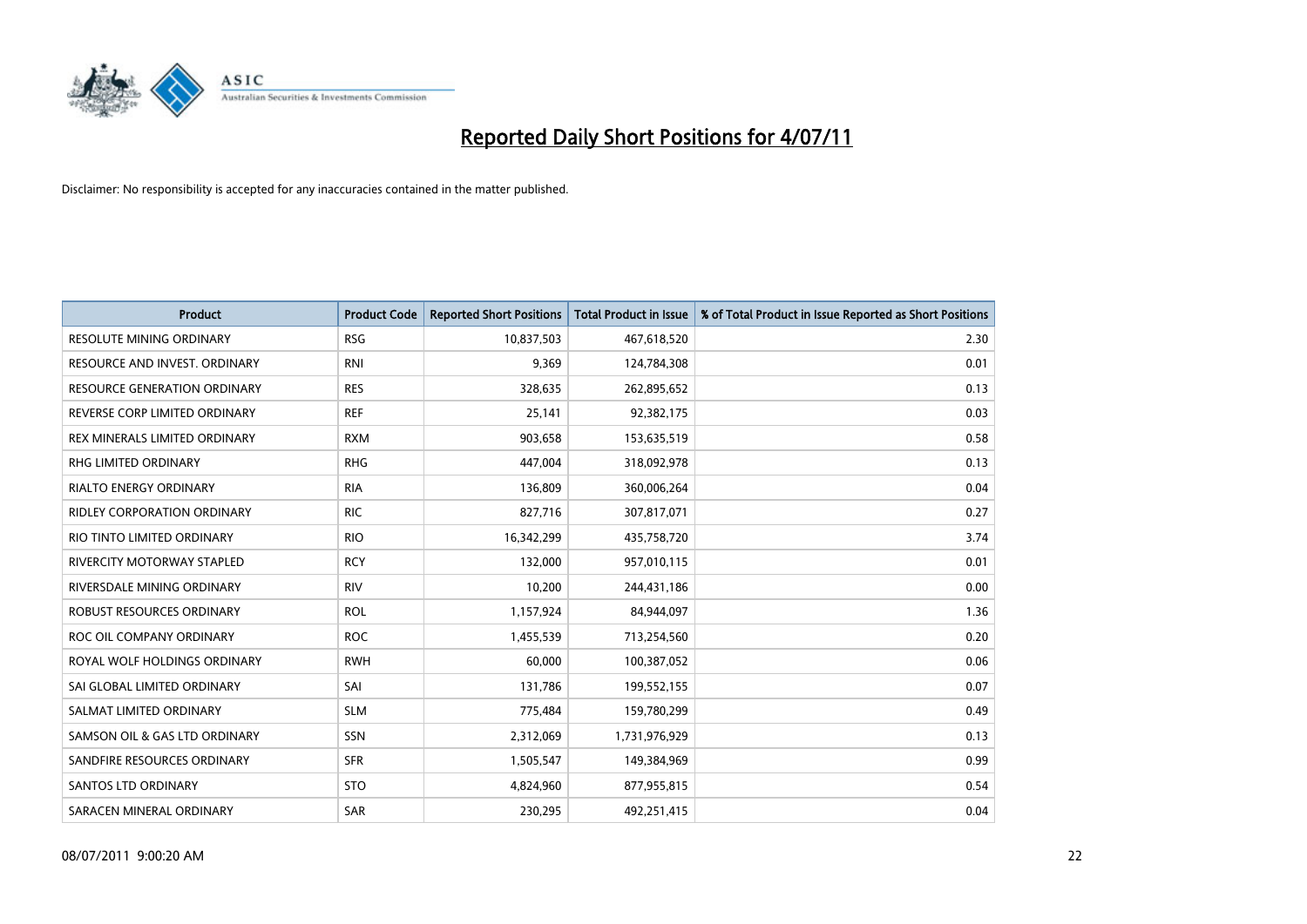# Reported Daily Short Positions for 4/07/11

Disclaimer: No responsibility is accepted for any inaccuracies contained in the matter published.

| Product | Product Code | Reported Short Positions | Total Product in Issue | % of Total Product in Issue Reported as Short Positions |
|---|---|---|---|---|
| RESOLUTE MINING ORDINARY | RSG | 10,837,503 | 467,618,520 | 2.30 |
| RESOURCE AND INVEST. ORDINARY | RNI | 9,369 | 124,784,308 | 0.01 |
| RESOURCE GENERATION ORDINARY | RES | 328,635 | 262,895,652 | 0.13 |
| REVERSE CORP LIMITED ORDINARY | REF | 25,141 | 92,382,175 | 0.03 |
| REX MINERALS LIMITED ORDINARY | RXM | 903,658 | 153,635,519 | 0.58 |
| RHG LIMITED ORDINARY | RHG | 447,004 | 318,092,978 | 0.13 |
| RIALTO ENERGY ORDINARY | RIA | 136,809 | 360,006,264 | 0.04 |
| RIDLEY CORPORATION ORDINARY | RIC | 827,716 | 307,817,071 | 0.27 |
| RIO TINTO LIMITED ORDINARY | RIO | 16,342,299 | 435,758,720 | 3.74 |
| RIVERCITY MOTORWAY STAPLED | RCY | 132,000 | 957,010,115 | 0.01 |
| RIVERSDALE MINING ORDINARY | RIV | 10,200 | 244,431,186 | 0.00 |
| ROBUST RESOURCES ORDINARY | ROL | 1,157,924 | 84,944,097 | 1.36 |
| ROC OIL COMPANY ORDINARY | ROC | 1,455,539 | 713,254,560 | 0.20 |
| ROYAL WOLF HOLDINGS ORDINARY | RWH | 60,000 | 100,387,052 | 0.06 |
| SAI GLOBAL LIMITED ORDINARY | SAI | 131,786 | 199,552,155 | 0.07 |
| SALMAT LIMITED ORDINARY | SLM | 775,484 | 159,780,299 | 0.49 |
| SAMSON OIL & GAS LTD ORDINARY | SSN | 2,312,069 | 1,731,976,929 | 0.13 |
| SANDFIRE RESOURCES ORDINARY | SFR | 1,505,547 | 149,384,969 | 0.99 |
| SANTOS LTD ORDINARY | STO | 4,824,960 | 877,955,815 | 0.54 |
| SARACEN MINERAL ORDINARY | SAR | 230,295 | 492,251,415 | 0.04 |

08/07/2011 9:00:20 AM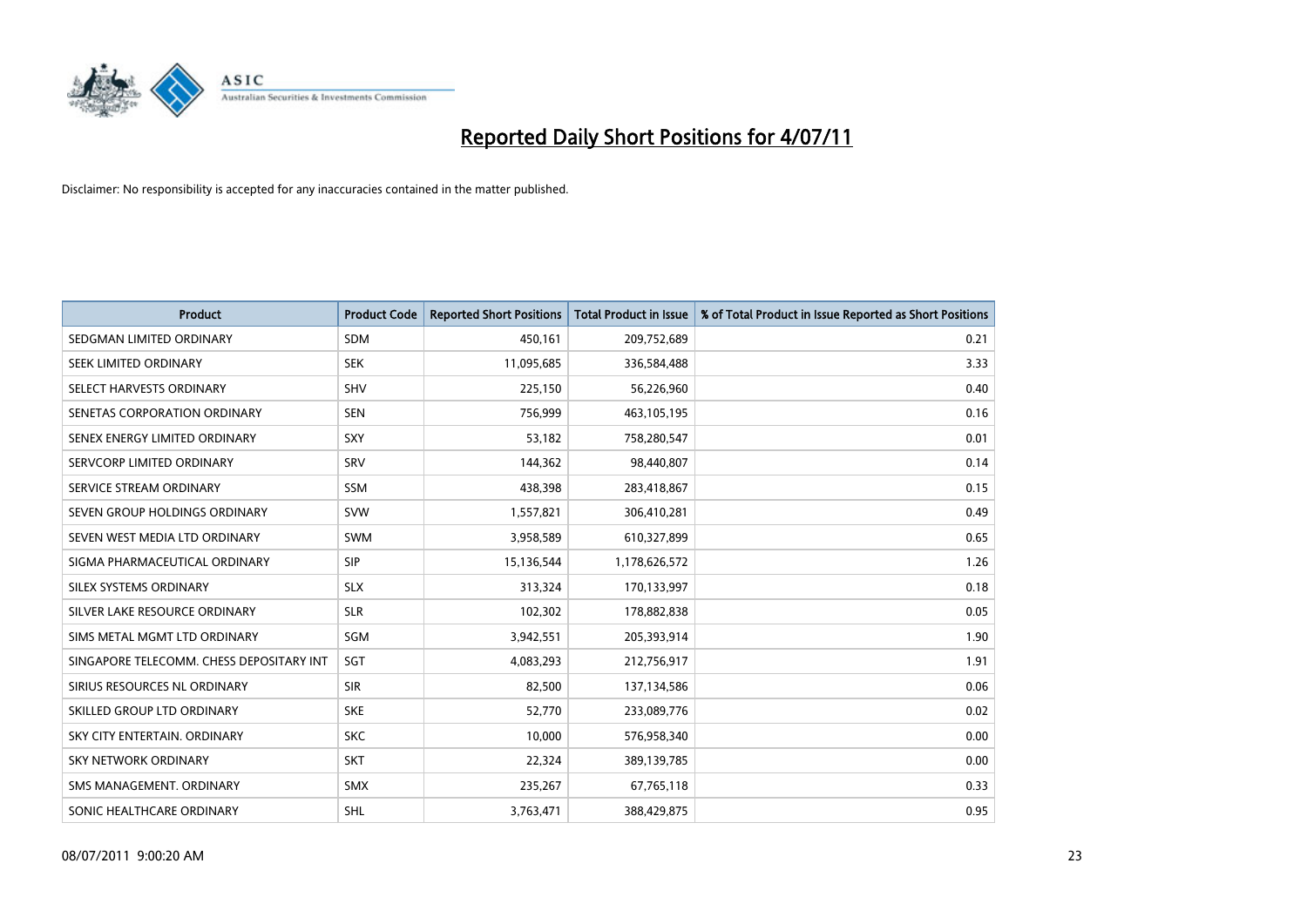# Reported Daily Short Positions for 4/07/11

Disclaimer: No responsibility is accepted for any inaccuracies contained in the matter published.

| Product | Product Code | Reported Short Positions | Total Product in Issue | % of Total Product in Issue Reported as Short Positions |
|---|---|---|---|---|
| SEDGMAN LIMITED ORDINARY | SDM | 450,161 | 209,752,689 | 0.21 |
| SEEK LIMITED ORDINARY | SEK | 11,095,685 | 336,584,488 | 3.33 |
| SELECT HARVESTS ORDINARY | SHV | 225,150 | 56,226,960 | 0.40 |
| SENETAS CORPORATION ORDINARY | SEN | 756,999 | 463,105,195 | 0.16 |
| SENEX ENERGY LIMITED ORDINARY | SXY | 53,182 | 758,280,547 | 0.01 |
| SERVCORP LIMITED ORDINARY | SRV | 144,362 | 98,440,807 | 0.14 |
| SERVICE STREAM ORDINARY | SSM | 438,398 | 283,418,867 | 0.15 |
| SEVEN GROUP HOLDINGS ORDINARY | SVW | 1,557,821 | 306,410,281 | 0.49 |
| SEVEN WEST MEDIA LTD ORDINARY | SWM | 3,958,589 | 610,327,899 | 0.65 |
| SIGMA PHARMACEUTICAL ORDINARY | SIP | 15,136,544 | 1,178,626,572 | 1.26 |
| SILEX SYSTEMS ORDINARY | SLX | 313,324 | 170,133,997 | 0.18 |
| SILVER LAKE RESOURCE ORDINARY | SLR | 102,302 | 178,882,838 | 0.05 |
| SIMS METAL MGMT LTD ORDINARY | SGM | 3,942,551 | 205,393,914 | 1.90 |
| SINGAPORE TELECOMM. CHESS DEPOSITARY INT | SGT | 4,083,293 | 212,756,917 | 1.91 |
| SIRIUS RESOURCES NL ORDINARY | SIR | 82,500 | 137,134,586 | 0.06 |
| SKILLED GROUP LTD ORDINARY | SKE | 52,770 | 233,089,776 | 0.02 |
| SKY CITY ENTERTAIN. ORDINARY | SKC | 10,000 | 576,958,340 | 0.00 |
| SKY NETWORK ORDINARY | SKT | 22,324 | 389,139,785 | 0.00 |
| SMS MANAGEMENT. ORDINARY | SMX | 235,267 | 67,765,118 | 0.33 |
| SONIC HEALTHCARE ORDINARY | SHL | 3,763,471 | 388,429,875 | 0.95 |

08/07/2011 9:00:20 AM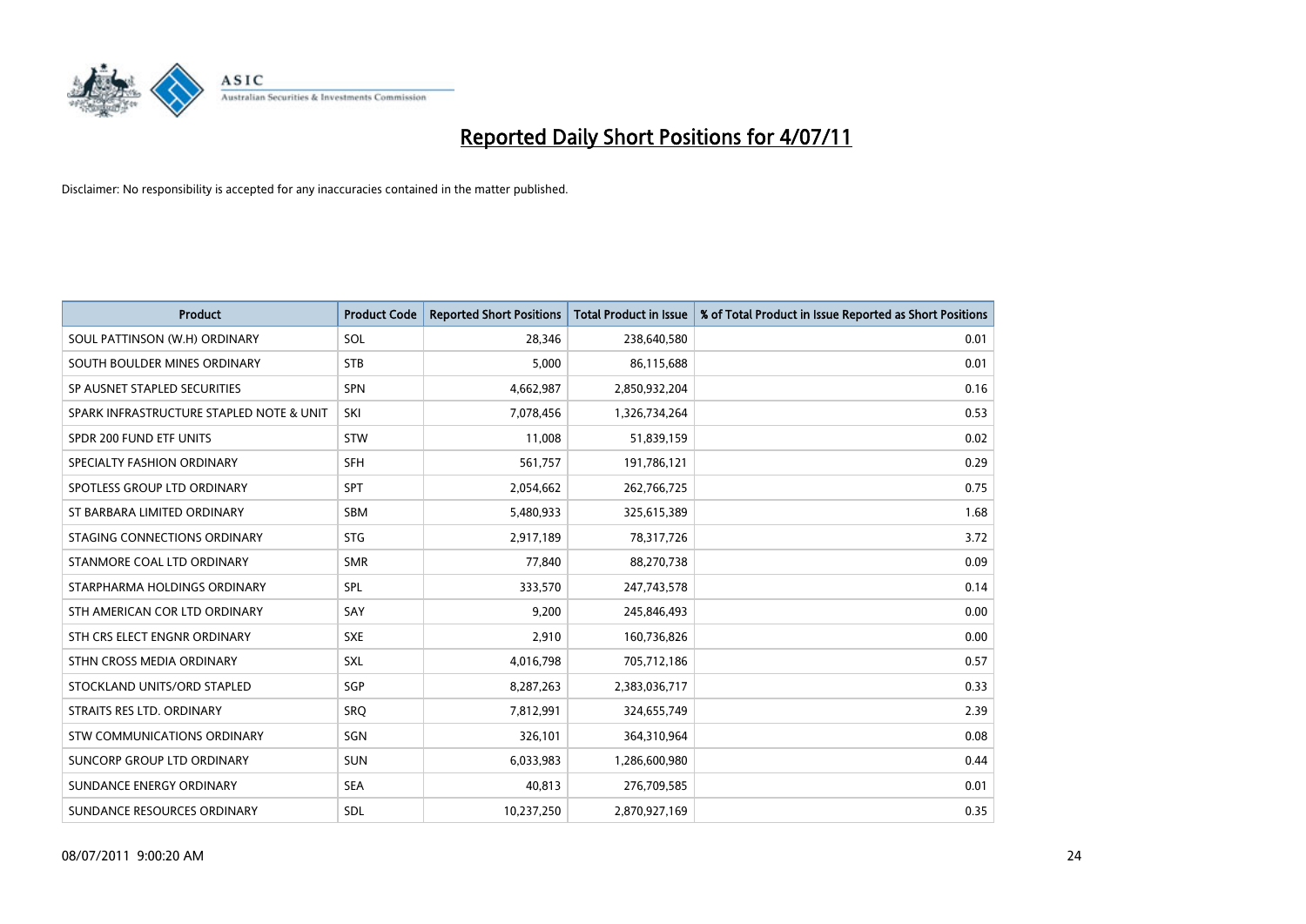# Reported Daily Short Positions for 4/07/11

Disclaimer: No responsibility is accepted for any inaccuracies contained in the matter published.

| Product | Product Code | Reported Short Positions | Total Product in Issue | % of Total Product in Issue Reported as Short Positions |
|---|---|---|---|---|
| SOUL PATTINSON (W.H) ORDINARY | SOL | 28,346 | 238,640,580 | 0.01 |
| SOUTH BOULDER MINES ORDINARY | STB | 5,000 | 86,115,688 | 0.01 |
| SP AUSNET STAPLED SECURITIES | SPN | 4,662,987 | 2,850,932,204 | 0.16 |
| SPARK INFRASTRUCTURE STAPLED NOTE & UNIT | SKI | 7,078,456 | 1,326,734,264 | 0.53 |
| SPDR 200 FUND ETF UNITS | STW | 11,008 | 51,839,159 | 0.02 |
| SPECIALTY FASHION ORDINARY | SFH | 561,757 | 191,786,121 | 0.29 |
| SPOTLESS GROUP LTD ORDINARY | SPT | 2,054,662 | 262,766,725 | 0.75 |
| ST BARBARA LIMITED ORDINARY | SBM | 5,480,933 | 325,615,389 | 1.68 |
| STAGING CONNECTIONS ORDINARY | STG | 2,917,189 | 78,317,726 | 3.72 |
| STANMORE COAL LTD ORDINARY | SMR | 77,840 | 88,270,738 | 0.09 |
| STARPHARMA HOLDINGS ORDINARY | SPL | 333,570 | 247,743,578 | 0.14 |
| STH AMERICAN COR LTD ORDINARY | SAY | 9,200 | 245,846,493 | 0.00 |
| STH CRS ELECT ENGNR ORDINARY | SXE | 2,910 | 160,736,826 | 0.00 |
| STHN CROSS MEDIA ORDINARY | SXL | 4,016,798 | 705,712,186 | 0.57 |
| STOCKLAND UNITS/ORD STAPLED | SGP | 8,287,263 | 2,383,036,717 | 0.33 |
| STRAITS RES LTD. ORDINARY | SRQ | 7,812,991 | 324,655,749 | 2.39 |
| STW COMMUNICATIONS ORDINARY | SGN | 326,101 | 364,310,964 | 0.08 |
| SUNCORP GROUP LTD ORDINARY | SUN | 6,033,983 | 1,286,600,980 | 0.44 |
| SUNDANCE ENERGY ORDINARY | SEA | 40,813 | 276,709,585 | 0.01 |
| SUNDANCE RESOURCES ORDINARY | SDL | 10,237,250 | 2,870,927,169 | 0.35 |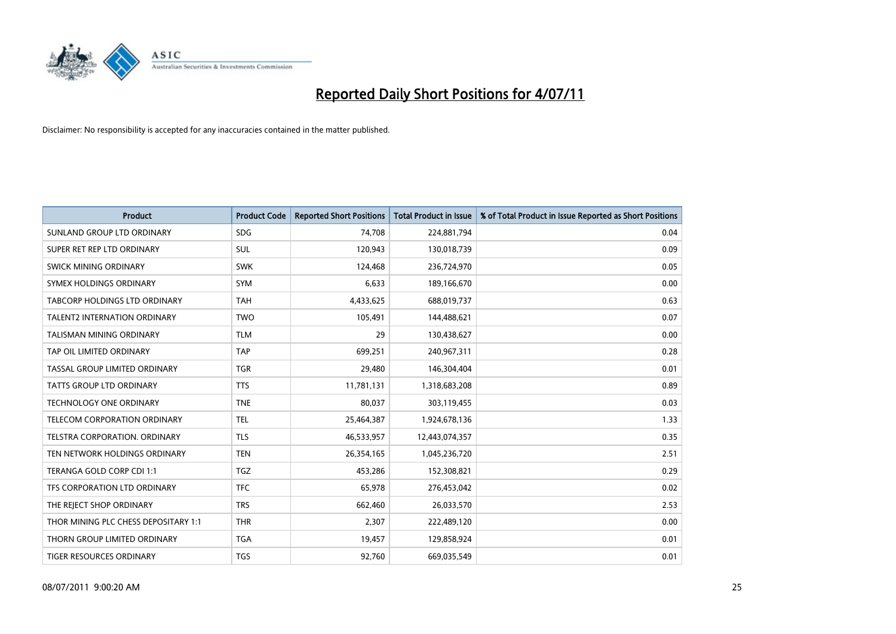# Reported Daily Short Positions for 4/07/11

Disclaimer: No responsibility is accepted for any inaccuracies contained in the matter published.

| Product | Product Code | Reported Short Positions | Total Product in Issue | % of Total Product in Issue Reported as Short Positions |
|---|---|---|---|---|
| SUNLAND GROUP LTD ORDINARY | SDG | 74,708 | 224,881,794 | 0.04 |
| SUPER RET REP LTD ORDINARY | SUL | 120,943 | 130,018,739 | 0.09 |
| SWICK MINING ORDINARY | SWK | 124,468 | 236,724,970 | 0.05 |
| SYMEX HOLDINGS ORDINARY | SYM | 6,633 | 189,166,670 | 0.00 |
| TABCORP HOLDINGS LTD ORDINARY | TAH | 4,433,625 | 688,019,737 | 0.63 |
| TALENT2 INTERNATION ORDINARY | TWO | 105,491 | 144,488,621 | 0.07 |
| TALISMAN MINING ORDINARY | TLM | 29 | 130,438,627 | 0.00 |
| TAP OIL LIMITED ORDINARY | TAP | 699,251 | 240,967,311 | 0.28 |
| TASSAL GROUP LIMITED ORDINARY | TGR | 29,480 | 146,304,404 | 0.01 |
| TATTS GROUP LTD ORDINARY | TTS | 11,781,131 | 1,318,683,208 | 0.89 |
| TECHNOLOGY ONE ORDINARY | TNE | 80,037 | 303,119,455 | 0.03 |
| TELECOM CORPORATION ORDINARY | TEL | 25,464,387 | 1,924,678,136 | 1.33 |
| TELSTRA CORPORATION. ORDINARY | TLS | 46,533,957 | 12,443,074,357 | 0.35 |
| TEN NETWORK HOLDINGS ORDINARY | TEN | 26,354,165 | 1,045,236,720 | 2.51 |
| TERANGA GOLD CORP CDI 1:1 | TGZ | 453,286 | 152,308,821 | 0.29 |
| TFS CORPORATION LTD ORDINARY | TFC | 65,978 | 276,453,042 | 0.02 |
| THE REJECT SHOP ORDINARY | TRS | 662,460 | 26,033,570 | 2.53 |
| THOR MINING PLC CHESS DEPOSITARY 1:1 | THR | 2,307 | 222,489,120 | 0.00 |
| THORN GROUP LIMITED ORDINARY | TGA | 19,457 | 129,858,924 | 0.01 |
| TIGER RESOURCES ORDINARY | TGS | 92,760 | 669,035,549 | 0.01 |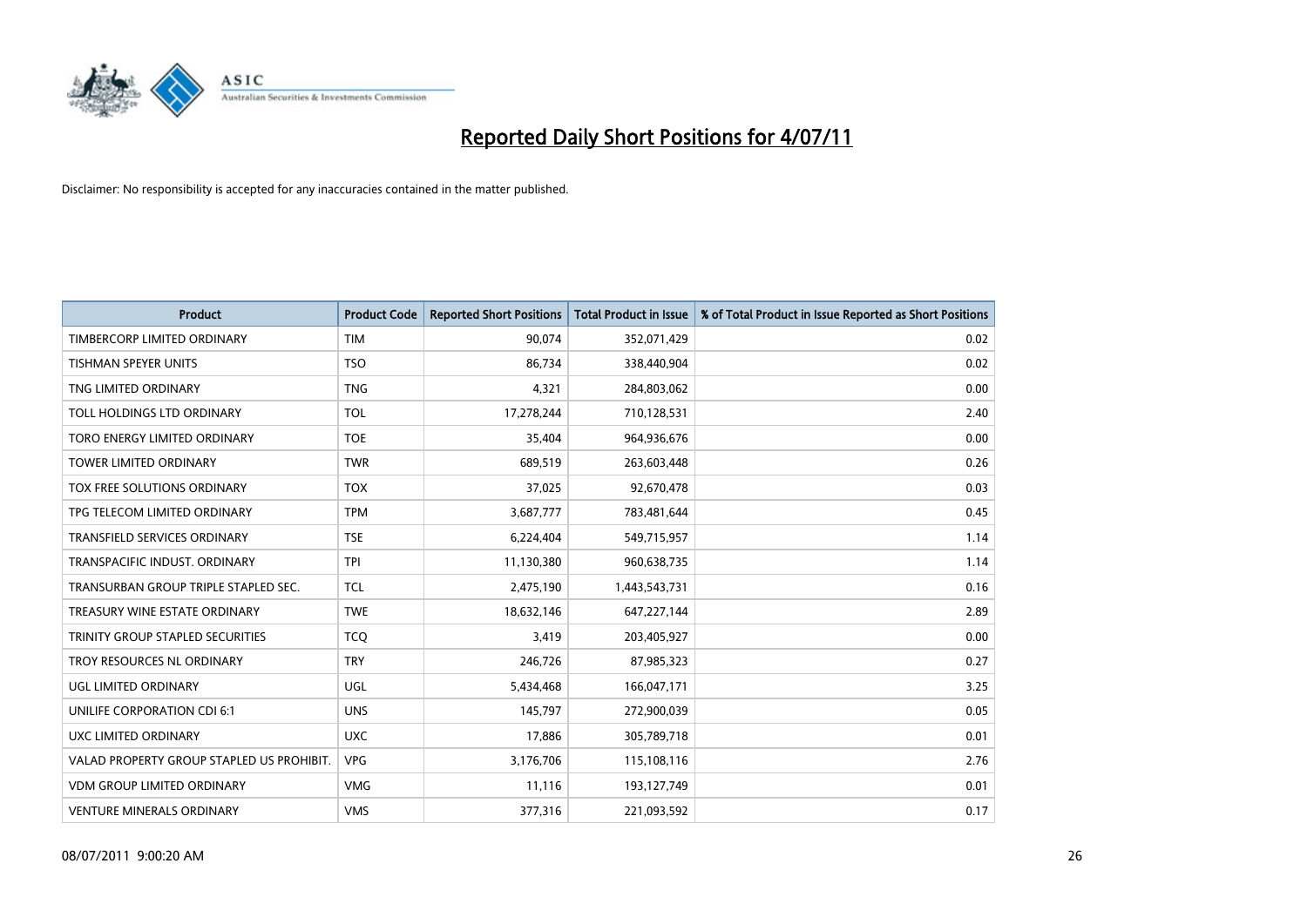# Reported Daily Short Positions for 4/07/11

Disclaimer: No responsibility is accepted for any inaccuracies contained in the matter published.

| Product | Product Code | Reported Short Positions | Total Product in Issue | % of Total Product in Issue Reported as Short Positions |
| --- | --- | --- | --- | --- |
| TIMBERCORP LIMITED ORDINARY | TIM | 90,074 | 352,071,429 | 0.02 |
| TISHMAN SPEYER UNITS | TSO | 86,734 | 338,440,904 | 0.02 |
| TNG LIMITED ORDINARY | TNG | 4,321 | 284,803,062 | 0.00 |
| TOLL HOLDINGS LTD ORDINARY | TOL | 17,278,244 | 710,128,531 | 2.40 |
| TORO ENERGY LIMITED ORDINARY | TOE | 35,404 | 964,936,676 | 0.00 |
| TOWER LIMITED ORDINARY | TWR | 689,519 | 263,603,448 | 0.26 |
| TOX FREE SOLUTIONS ORDINARY | TOX | 37,025 | 92,670,478 | 0.03 |
| TPG TELECOM LIMITED ORDINARY | TPM | 3,687,777 | 783,481,644 | 0.45 |
| TRANSFIELD SERVICES ORDINARY | TSE | 6,224,404 | 549,715,957 | 1.14 |
| TRANSPACIFIC INDUST. ORDINARY | TPI | 11,130,380 | 960,638,735 | 1.14 |
| TRANSURBAN GROUP TRIPLE STAPLED SEC. | TCL | 2,475,190 | 1,443,543,731 | 0.16 |
| TREASURY WINE ESTATE ORDINARY | TWE | 18,632,146 | 647,227,144 | 2.89 |
| TRINITY GROUP STAPLED SECURITIES | TCQ | 3,419 | 203,405,927 | 0.00 |
| TROY RESOURCES NL ORDINARY | TRY | 246,726 | 87,985,323 | 0.27 |
| UGL LIMITED ORDINARY | UGL | 5,434,468 | 166,047,171 | 3.25 |
| UNILIFE CORPORATION CDI 6:1 | UNS | 145,797 | 272,900,039 | 0.05 |
| UXC LIMITED ORDINARY | UXC | 17,886 | 305,789,718 | 0.01 |
| VALAD PROPERTY GROUP STAPLED US PROHIBIT. | VPG | 3,176,706 | 115,108,116 | 2.76 |
| VDM GROUP LIMITED ORDINARY | VMG | 11,116 | 193,127,749 | 0.01 |
| VENTURE MINERALS ORDINARY | VMS | 377,316 | 221,093,592 | 0.17 |

08/07/2011 9:00:20 AM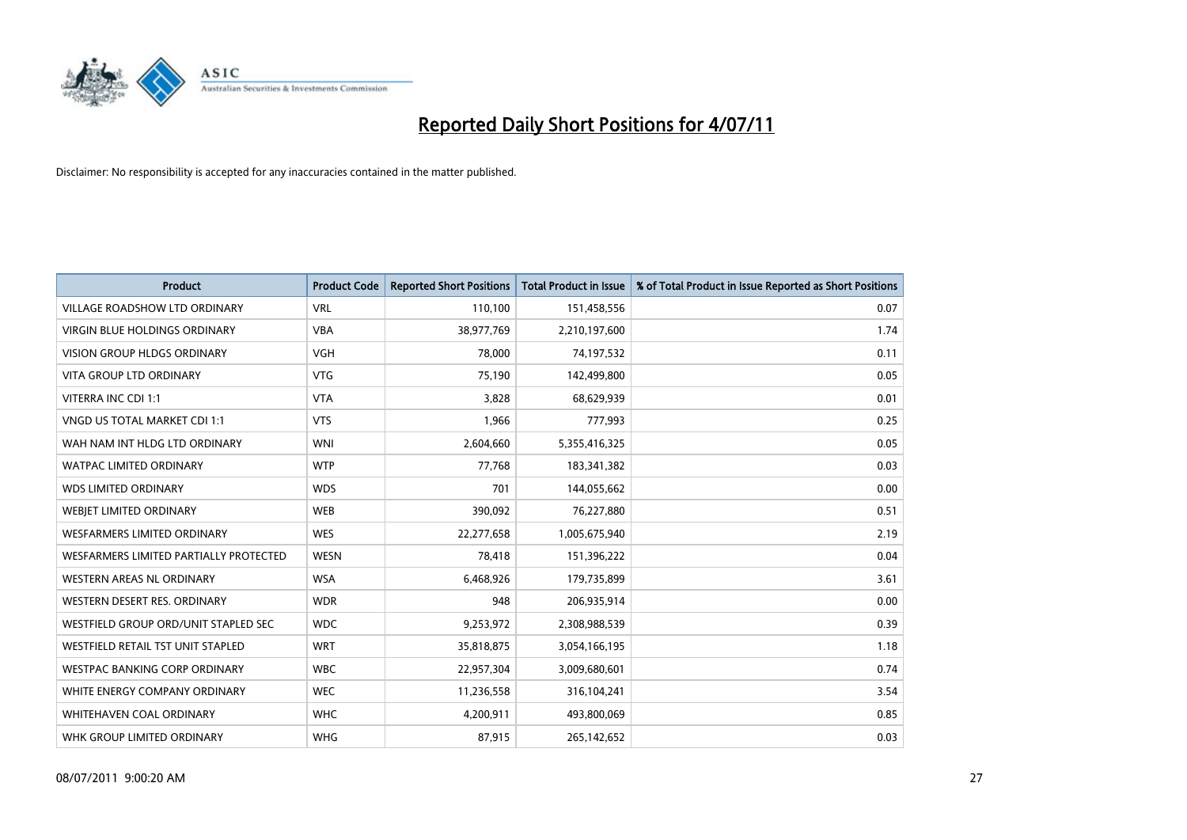# Reported Daily Short Positions for 4/07/11

Disclaimer: No responsibility is accepted for any inaccuracies contained in the matter published.

| Product | Product Code | Reported Short Positions | Total Product in Issue | % of Total Product in Issue Reported as Short Positions |
|---|---|---|---|---|
| VILLAGE ROADSHOW LTD ORDINARY | VRL | 110,100 | 151,458,556 | 0.07 |
| VIRGIN BLUE HOLDINGS ORDINARY | VBA | 38,977,769 | 2,210,197,600 | 1.74 |
| VISION GROUP HLDGS ORDINARY | VGH | 78,000 | 74,197,532 | 0.11 |
| VITA GROUP LTD ORDINARY | VTG | 75,190 | 142,499,800 | 0.05 |
| VITERRA INC CDI 1:1 | VTA | 3,828 | 68,629,939 | 0.01 |
| VNGD US TOTAL MARKET CDI 1:1 | VTS | 1,966 | 777,993 | 0.25 |
| WAH NAM INT HLDG LTD ORDINARY | WNI | 2,604,660 | 5,355,416,325 | 0.05 |
| WATPAC LIMITED ORDINARY | WTP | 77,768 | 183,341,382 | 0.03 |
| WDS LIMITED ORDINARY | WDS | 701 | 144,055,662 | 0.00 |
| WEBJET LIMITED ORDINARY | WEB | 390,092 | 76,227,880 | 0.51 |
| WESFARMERS LIMITED ORDINARY | WES | 22,277,658 | 1,005,675,940 | 2.19 |
| WESFARMERS LIMITED PARTIALLY PROTECTED | WESN | 78,418 | 151,396,222 | 0.04 |
| WESTERN AREAS NL ORDINARY | WSA | 6,468,926 | 179,735,899 | 3.61 |
| WESTERN DESERT RES. ORDINARY | WDR | 948 | 206,935,914 | 0.00 |
| WESTFIELD GROUP ORD/UNIT STAPLED SEC | WDC | 9,253,972 | 2,308,988,539 | 0.39 |
| WESTFIELD RETAIL TST UNIT STAPLED | WRT | 35,818,875 | 3,054,166,195 | 1.18 |
| WESTPAC BANKING CORP ORDINARY | WBC | 22,957,304 | 3,009,680,601 | 0.74 |
| WHITE ENERGY COMPANY ORDINARY | WEC | 11,236,558 | 316,104,241 | 3.54 |
| WHITEHAVEN COAL ORDINARY | WHC | 4,200,911 | 493,800,069 | 0.85 |
| WHK GROUP LIMITED ORDINARY | WHG | 87,915 | 265,142,652 | 0.03 |

08/07/2011 9:00:20 AM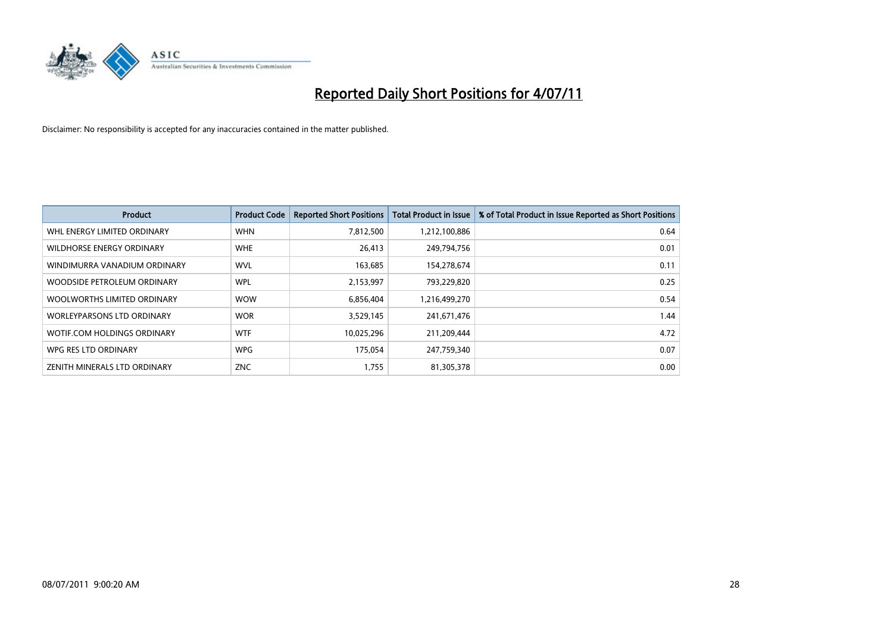# Reported Daily Short Positions for 4/07/11

Disclaimer: No responsibility is accepted for any inaccuracies contained in the matter published.

| Product | Product Code | Reported Short Positions | Total Product in Issue | % of Total Product in Issue Reported as Short Positions |
|---|---|---|---|---|
| WHL ENERGY LIMITED ORDINARY | WHN | 7,812,500 | 1,212,100,886 | 0.64 |
| WILDHORSE ENERGY ORDINARY | WHE | 26,413 | 249,794,756 | 0.01 |
| WINDIMURRA VANADIUM ORDINARY | WVL | 163,685 | 154,278,674 | 0.11 |
| WOODSIDE PETROLEUM ORDINARY | WPL | 2,153,997 | 793,229,820 | 0.25 |
| WOOLWORTHS LIMITED ORDINARY | WOW | 6,856,404 | 1,216,499,270 | 0.54 |
| WORLEYPARSONS LTD ORDINARY | WOR | 3,529,145 | 241,671,476 | 1.44 |
| WOTIF.COM HOLDINGS ORDINARY | WTF | 10,025,296 | 211,209,444 | 4.72 |
| WPG RES LTD ORDINARY | WPG | 175,054 | 247,759,340 | 0.07 |
| ZENITH MINERALS LTD ORDINARY | ZNC | 1,755 | 81,305,378 | 0.00 |